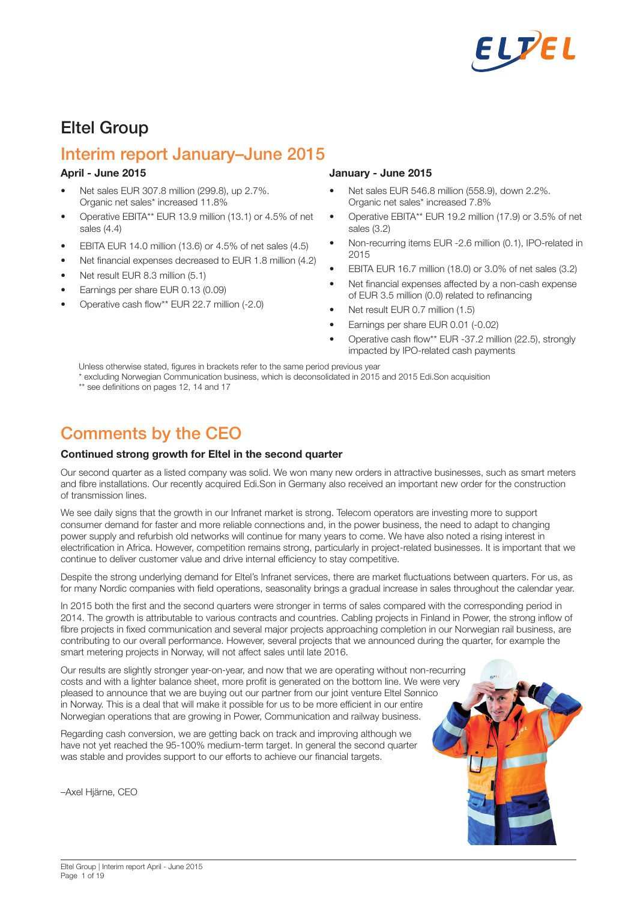ELTEL

# Eltel Group

## Interim report January–June 2015

### April - June 2015

- Net sales EUR 307.8 million (299.8), up 2.7%. Organic net sales* increased 11.8%
- Operative EBITA** EUR 13.9 million (13.1) or 4.5% of net sales (4.4)
- EBITA EUR 14.0 million (13.6) or 4.5% of net sales (4.5)
- Net financial expenses decreased to EUR 1.8 million (4.2)
- Net result EUR 8.3 million (5.1)
- Earnings per share EUR 0.13 (0.09)
- Operative cash flow** EUR 22.7 million (-2.0)

### January - June 2015

- Net sales EUR 546.8 million (558.9), down 2.2%. Organic net sales* increased 7.8%
- Operative EBITA** EUR 19.2 million (17.9) or 3.5% of net sales (3.2)
- Non-recurring items EUR -2.6 million (0.1), IPO-related in 2015
- EBITA EUR 16.7 million (18.0) or 3.0% of net sales (3.2)
- Net financial expenses affected by a non-cash expense of EUR 3.5 million (0.0) related to refinancing
- Net result EUR 0.7 million (1.5)
- Earnings per share EUR 0.01 (-0.02)
- Operative cash flow** EUR -37.2 million (22.5), strongly impacted by IPO-related cash payments

Unless otherwise stated, figures in brackets refer to the same period previous year
\* excluding Norwegian Communication business, which is deconsolidated in 2015 and 2015 Edi.Son acquisition
\** see definitions on pages 12, 14 and 17

## Comments by the CEO

### Continued strong growth for Eltel in the second quarter

Our second quarter as a listed company was solid. We won many new orders in attractive businesses, such as smart meters and fibre installations. Our recently acquired Edi.Son in Germany also received an important new order for the construction of transmission lines.

We see daily signs that the growth in our Infranet market is strong. Telecom operators are investing more to support consumer demand for faster and more reliable connections and, in the power business, the need to adapt to changing power supply and refurbish old networks will continue for many years to come. We have also noted a rising interest in electrification in Africa. However, competition remains strong, particularly in project-related businesses. It is important that we continue to deliver customer value and drive internal efficiency to stay competitive.

Despite the strong underlying demand for Eltel's Infranet services, there are market fluctuations between quarters. For us, as for many Nordic companies with field operations, seasonality brings a gradual increase in sales throughout the calendar year.

In 2015 both the first and the second quarters were stronger in terms of sales compared with the corresponding period in 2014. The growth is attributable to various contracts and countries. Cabling projects in Finland in Power, the strong inflow of fibre projects in fixed communication and several major projects approaching completion in our Norwegian rail business, are contributing to our overall performance. However, several projects that we announced during the quarter, for example the smart metering projects in Norway, will not affect sales until late 2016.

Our results are slightly stronger year-on-year, and now that we are operating without non-recurring costs and with a lighter balance sheet, more profit is generated on the bottom line. We were very pleased to announce that we are buying out our partner from our joint venture Eltel Sønnico in Norway. This is a deal that will make it possible for us to be more efficient in our entire Norwegian operations that are growing in Power, Communication and railway business.

Regarding cash conversion, we are getting back on track and improving although we have not yet reached the 95-100% medium-term target. In general the second quarter was stable and provides support to our efforts to achieve our financial targets.

–Axel Hjärne, CEO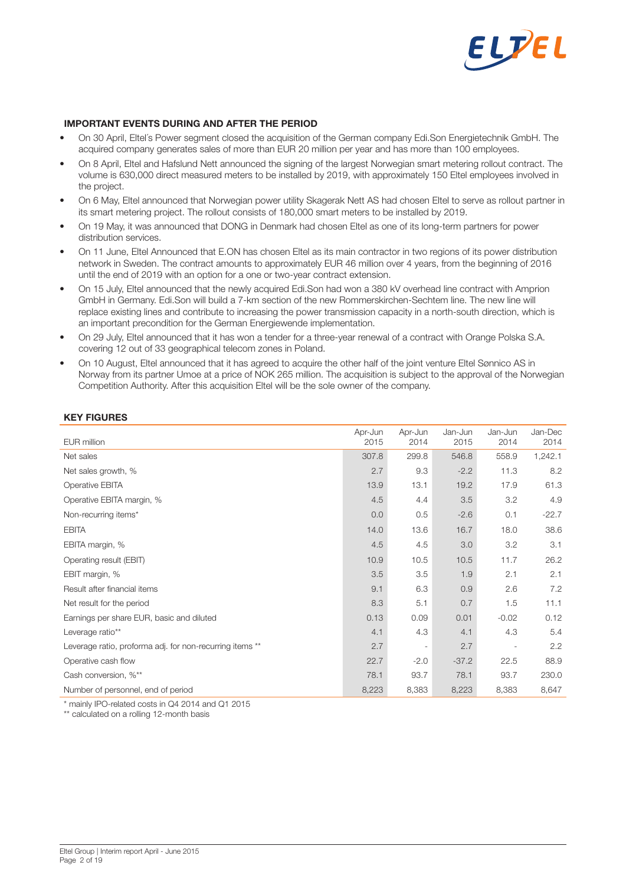## IMPORTANT EVENTS DURING AND AFTER THE PERIOD

- On 30 April, Eltel´s Power segment closed the acquisition of the German company Edi.Son Energietechnik GmbH. The acquired company generates sales of more than EUR 20 million per year and has more than 100 employees.
- On 8 April, Eltel and Hafslund Nett announced the signing of the largest Norwegian smart metering rollout contract. The volume is 630,000 direct measured meters to be installed by 2019, with approximately 150 Eltel employees involved in the project.
- On 6 May, Eltel announced that Norwegian power utility Skagerak Nett AS had chosen Eltel to serve as rollout partner in its smart metering project. The rollout consists of 180,000 smart meters to be installed by 2019.
- On 19 May, it was announced that DONG in Denmark had chosen Eltel as one of its long-term partners for power distribution services.
- On 11 June, Eltel Announced that E.ON has chosen Eltel as its main contractor in two regions of its power distribution network in Sweden. The contract amounts to approximately EUR 46 million over 4 years, from the beginning of 2016 until the end of 2019 with an option for a one or two-year contract extension.
- On 15 July, Eltel announced that the newly acquired Edi.Son had won a 380 kV overhead line contract with Amprion GmbH in Germany. Edi.Son will build a 7-km section of the new Rommerskirchen-Sechtem line. The new line will replace existing lines and contribute to increasing the power transmission capacity in a north-south direction, which is an important precondition for the German Energiewende implementation.
- On 29 July, Eltel announced that it has won a tender for a three-year renewal of a contract with Orange Polska S.A. covering 12 out of 33 geographical telecom zones in Poland.
- On 10 August, Eltel announced that it has agreed to acquire the other half of the joint venture Eltel Sønnico AS in Norway from its partner Umoe at a price of NOK 265 million. The acquisition is subject to the approval of the Norwegian Competition Authority. After this acquisition Eltel will be the sole owner of the company.

## KEY FIGURES

| EUR million | Apr-Jun 2015 | Apr-Jun 2014 | Jan-Jun 2015 | Jan-Jun 2014 | Jan-Dec 2014 |
|---|---|---|---|---|---|
| Net sales | 307.8 | 299.8 | 546.8 | 558.9 | 1,242.1 |
| Net sales growth, % | 2.7 | 9.3 | -2.2 | 11.3 | 8.2 |
| Operative EBITA | 13.9 | 13.1 | 19.2 | 17.9 | 61.3 |
| Operative EBITA margin, % | 4.5 | 4.4 | 3.5 | 3.2 | 4.9 |
| Non-recurring items* | 0.0 | 0.5 | -2.6 | 0.1 | -22.7 |
| EBITA | 14.0 | 13.6 | 16.7 | 18.0 | 38.6 |
| EBITA margin, % | 4.5 | 4.5 | 3.0 | 3.2 | 3.1 |
| Operating result (EBIT) | 10.9 | 10.5 | 10.5 | 11.7 | 26.2 |
| EBIT margin, % | 3.5 | 3.5 | 1.9 | 2.1 | 2.1 |
| Result after financial items | 9.1 | 6.3 | 0.9 | 2.6 | 7.2 |
| Net result for the period | 8.3 | 5.1 | 0.7 | 1.5 | 11.1 |
| Earnings per share EUR, basic and diluted | 0.13 | 0.09 | 0.01 | -0.02 | 0.12 |
| Leverage ratio** | 4.1 | 4.3 | 4.1 | 4.3 | 5.4 |
| Leverage ratio, proforma adj. for non-recurring items ** | 2.7 | - | 2.7 | - | 2.2 |
| Operative cash flow | 22.7 | -2.0 | -37.2 | 22.5 | 88.9 |
| Cash conversion, %** | 78.1 | 93.7 | 78.1 | 93.7 | 230.0 |
| Number of personnel, end of period | 8,223 | 8,383 | 8,223 | 8,383 | 8,647 |

\* mainly IPO-related costs in Q4 2014 and Q1 2015

\** calculated on a rolling 12-month basis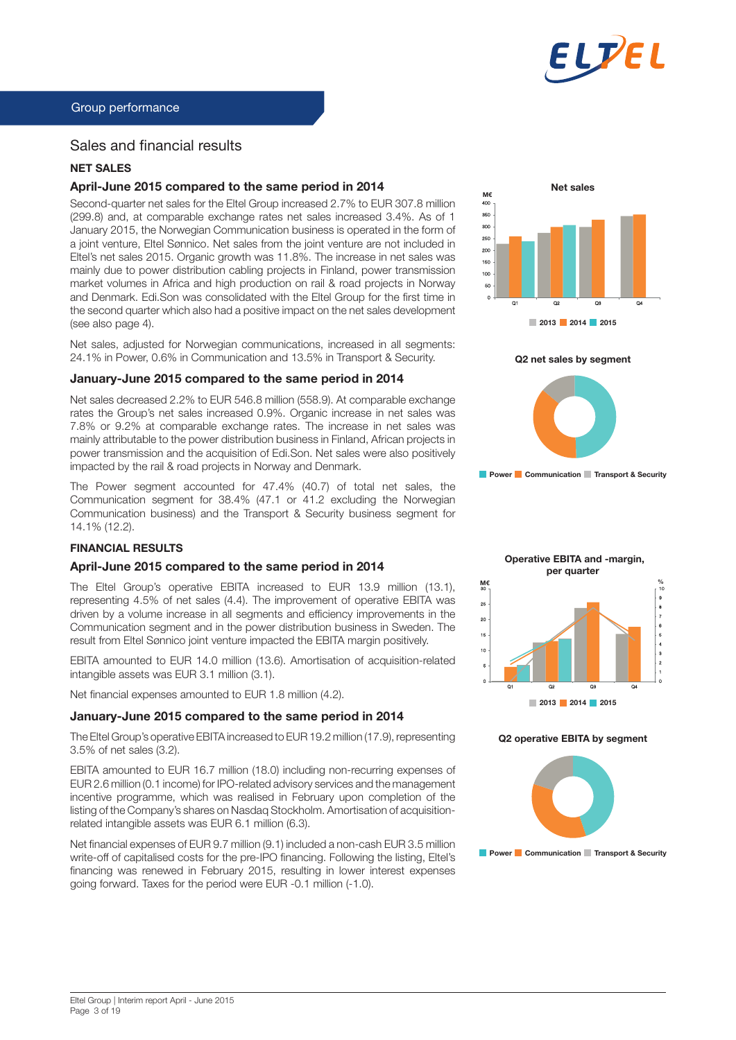## Group performance

# Sales and financial results

### NET SALES

### April-June 2015 compared to the same period in 2014

Second-quarter net sales for the Eltel Group increased 2.7% to EUR 307.8 million (299.8) and, at comparable exchange rates net sales increased 3.4%. As of 1 January 2015, the Norwegian Communication business is operated in the form of a joint venture, Eltel Sønnico. Net sales from the joint venture are not included in Eltel's net sales 2015. Organic growth was 11.8%. The increase in net sales was mainly due to power distribution cabling projects in Finland, power transmission market volumes in Africa and high production on rail & road projects in Norway and Denmark. Edi.Son was consolidated with the Eltel Group for the first time in the second quarter which also had a positive impact on the net sales development (see also page 4).

Net sales, adjusted for Norwegian communications, increased in all segments: 24.1% in Power, 0.6% in Communication and 13.5% in Transport & Security.

### January-June 2015 compared to the same period in 2014

Net sales decreased 2.2% to EUR 546.8 million (558.9). At comparable exchange rates the Group's net sales increased 0.9%. Organic increase in net sales was 7.8% or 9.2% at comparable exchange rates. The increase in net sales was mainly attributable to the power distribution business in Finland, African projects in power transmission and the acquisition of Edi.Son. Net sales were also positively impacted by the rail & road projects in Norway and Denmark.

The Power segment accounted for 47.4% (40.7) of total net sales, the Communication segment for 38.4% (47.1 or 41.2 excluding the Norwegian Communication business) and the Transport & Security business segment for 14.1% (12.2).

Net sales
M€
400
350
300
250
200
150
100
50
0
Q1 Q2 Q3 Q4
2013 2014 2015

Q2 net sales by segment
Power Communication Transport & Security

### FINANCIAL RESULTS

### April-June 2015 compared to the same period in 2014

The Eltel Group's operative EBITA increased to EUR 13.9 million (13.1), representing 4.5% of net sales (4.4). The improvement of operative EBITA was driven by a volume increase in all segments and efficiency improvements in the Communication segment and in the power distribution business in Sweden. The result from Eltel Sønnico joint venture impacted the EBITA margin positively.

EBITA amounted to EUR 14.0 million (13.6). Amortisation of acquisition-related intangible assets was EUR 3.1 million (3.1).

Net financial expenses amounted to EUR 1.8 million (4.2).

### January-June 2015 compared to the same period in 2014

The Eltel Group's operative EBITA increased to EUR 19.2 million (17.9), representing 3.5% of net sales (3.2).

EBITA amounted to EUR 16.7 million (18.0) including non-recurring expenses of EUR 2.6 million (0.1 income) for IPO-related advisory services and the management incentive programme, which was realised in February upon completion of the listing of the Company's shares on Nasdaq Stockholm. Amortisation of acquisition-related intangible assets was EUR 6.1 million (6.3).

Net financial expenses of EUR 9.7 million (9.1) included a non-cash EUR 3.5 million write-off of capitalised costs for the pre-IPO financing. Following the listing, Eltel's financing was renewed in February 2015, resulting in lower interest expenses going forward. Taxes for the period were EUR -0.1 million (-1.0).

Operative EBITA and -margin, per quarter
M€
30
25
20
15
10
5
0
%
10
9
8
7
6
5
4
3
2
1
0
Q1 Q2 Q3 Q4
2013 2014 2015

Q2 operative EBITA by segment
Power Communication Transport & Security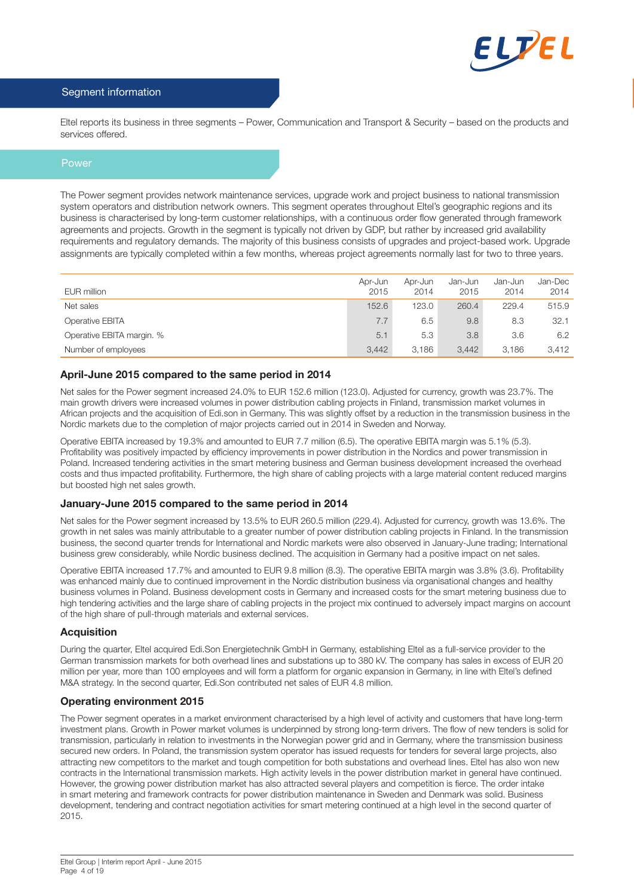## Segment information

Eltel reports its business in three segments – Power, Communication and Transport & Security – based on the products and services offered.

### Power

The Power segment provides network maintenance services, upgrade work and project business to national transmission system operators and distribution network owners. This segment operates throughout Eltel's geographic regions and its business is characterised by long-term customer relationships, with a continuous order flow generated through framework agreements and projects. Growth in the segment is typically not driven by GDP, but rather by increased grid availability requirements and regulatory demands. The majority of this business consists of upgrades and project-based work. Upgrade assignments are typically completed within a few months, whereas project agreements normally last for two to three years.

| EUR million | Apr-Jun 2015 | Apr-Jun 2014 | Jan-Jun 2015 | Jan-Jun 2014 | Jan-Dec 2014 |
|---|---|---|---|---|---|
| Net sales | 152.6 | 123.0 | 260.4 | 229.4 | 515.9 |
| Operative EBITA | 7.7 | 6.5 | 9.8 | 8.3 | 32.1 |
| Operative EBITA margin. % | 5.1 | 5.3 | 3.8 | 3.6 | 6.2 |
| Number of employees | 3,442 | 3,186 | 3,442 | 3,186 | 3,412 |

#### April-June 2015 compared to the same period in 2014

Net sales for the Power segment increased 24.0% to EUR 152.6 million (123.0). Adjusted for currency, growth was 23.7%. The main growth drivers were increased volumes in power distribution cabling projects in Finland, transmission market volumes in African projects and the acquisition of Edi.son in Germany. This was slightly offset by a reduction in the transmission business in the Nordic markets due to the completion of major projects carried out in 2014 in Sweden and Norway.

Operative EBITA increased by 19.3% and amounted to EUR 7.7 million (6.5). The operative EBITA margin was 5.1% (5.3). Profitability was positively impacted by efficiency improvements in power distribution in the Nordics and power transmission in Poland. Increased tendering activities in the smart metering business and German business development increased the overhead costs and thus impacted profitability. Furthermore, the high share of cabling projects with a large material content reduced margins but boosted high net sales growth.

#### January-June 2015 compared to the same period in 2014

Net sales for the Power segment increased by 13.5% to EUR 260.5 million (229.4). Adjusted for currency, growth was 13.6%. The growth in net sales was mainly attributable to a greater number of power distribution cabling projects in Finland. In the transmission business, the second quarter trends for International and Nordic markets were also observed in January-June trading; International business grew considerably, while Nordic business declined. The acquisition in Germany had a positive impact on net sales.

Operative EBITA increased 17.7% and amounted to EUR 9.8 million (8.3). The operative EBITA margin was 3.8% (3.6). Profitability was enhanced mainly due to continued improvement in the Nordic distribution business via organisational changes and healthy business volumes in Poland. Business development costs in Germany and increased costs for the smart metering business due to high tendering activities and the large share of cabling projects in the project mix continued to adversely impact margins on account of the high share of pull-through materials and external services.

#### Acquisition

During the quarter, Eltel acquired Edi.Son Energietechnik GmbH in Germany, establishing Eltel as a full-service provider to the German transmission markets for both overhead lines and substations up to 380 kV. The company has sales in excess of EUR 20 million per year, more than 100 employees and will form a platform for organic expansion in Germany, in line with Eltel's defined M&A strategy. In the second quarter, Edi.Son contributed net sales of EUR 4.8 million.

#### Operating environment 2015

The Power segment operates in a market environment characterised by a high level of activity and customers that have long-term investment plans. Growth in Power market volumes is underpinned by strong long-term drivers. The flow of new tenders is solid for transmission, particularly in relation to investments in the Norwegian power grid and in Germany, where the transmission business secured new orders. In Poland, the transmission system operator has issued requests for tenders for several large projects, also attracting new competitors to the market and tough competition for both substations and overhead lines. Eltel has also won new contracts in the International transmission markets. High activity levels in the power distribution market in general have continued. However, the growing power distribution market has also attracted several players and competition is fierce. The order intake in smart metering and framework contracts for power distribution maintenance in Sweden and Denmark was solid. Business development, tendering and contract negotiation activities for smart metering continued at a high level in the second quarter of 2015.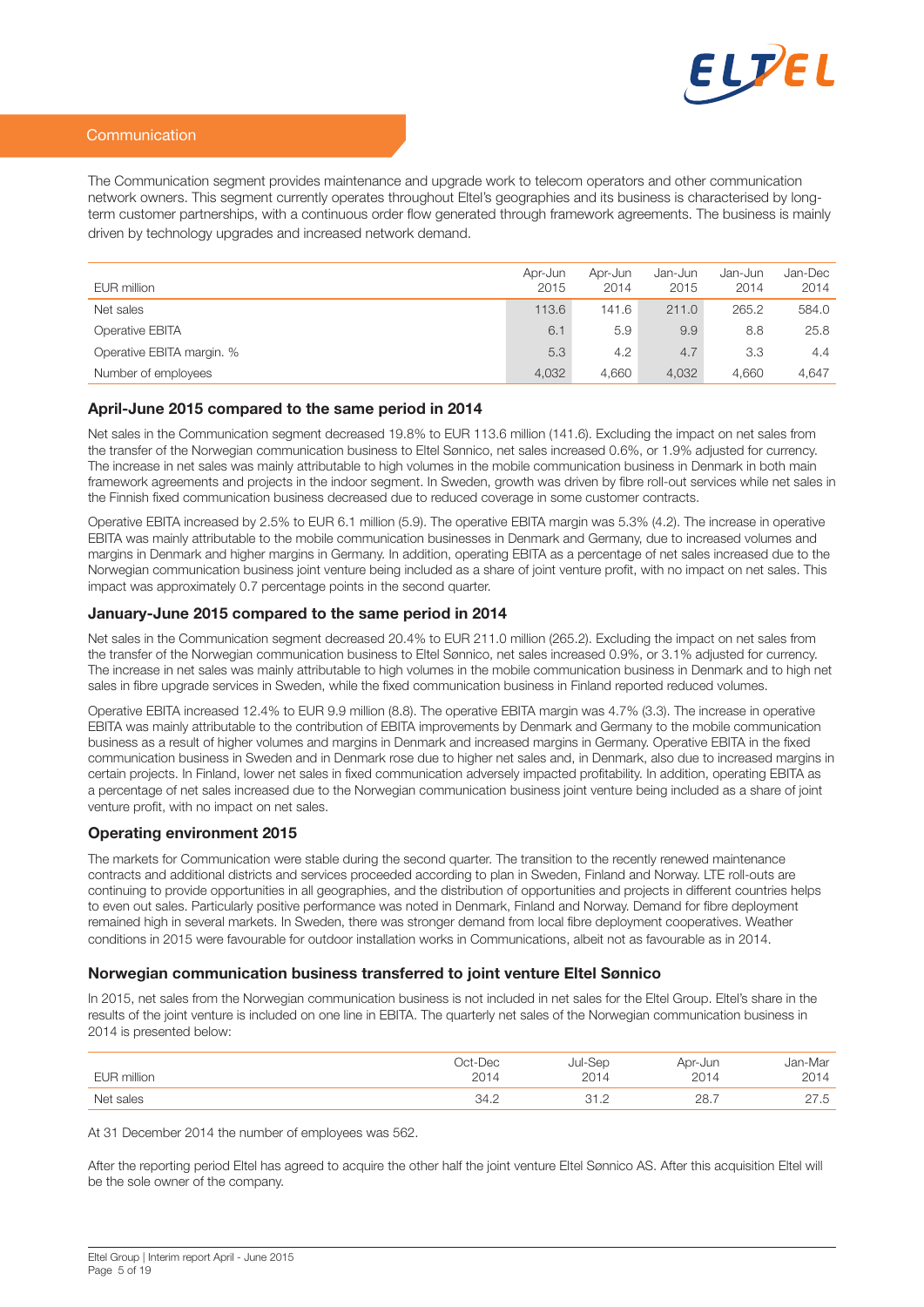## Communication

The Communication segment provides maintenance and upgrade work to telecom operators and other communication network owners. This segment currently operates throughout Eltel's geographies and its business is characterised by long-term customer partnerships, with a continuous order flow generated through framework agreements. The business is mainly driven by technology upgrades and increased network demand.

| EUR million | Apr-Jun 2015 | Apr-Jun 2014 | Jan-Jun 2015 | Jan-Jun 2014 | Jan-Dec 2014 |
|---|---|---|---|---|---|
| Net sales | 113.6 | 141.6 | 211.0 | 265.2 | 584.0 |
| Operative EBITA | 6.1 | 5.9 | 9.9 | 8.8 | 25.8 |
| Operative EBITA margin. % | 5.3 | 4.2 | 4.7 | 3.3 | 4.4 |
| Number of employees | 4,032 | 4,660 | 4,032 | 4,660 | 4,647 |

### April-June 2015 compared to the same period in 2014

Net sales in the Communication segment decreased 19.8% to EUR 113.6 million (141.6). Excluding the impact on net sales from the transfer of the Norwegian communication business to Eltel Sønnico, net sales increased 0.6%, or 1.9% adjusted for currency. The increase in net sales was mainly attributable to high volumes in the mobile communication business in Denmark in both main framework agreements and projects in the indoor segment. In Sweden, growth was driven by fibre roll-out services while net sales in the Finnish fixed communication business decreased due to reduced coverage in some customer contracts.

Operative EBITA increased by 2.5% to EUR 6.1 million (5.9). The operative EBITA margin was 5.3% (4.2). The increase in operative EBITA was mainly attributable to the mobile communication businesses in Denmark and Germany, due to increased volumes and margins in Denmark and higher margins in Germany. In addition, operating EBITA as a percentage of net sales increased due to the Norwegian communication business joint venture being included as a share of joint venture profit, with no impact on net sales. This impact was approximately 0.7 percentage points in the second quarter.

### January-June 2015 compared to the same period in 2014

Net sales in the Communication segment decreased 20.4% to EUR 211.0 million (265.2). Excluding the impact on net sales from the transfer of the Norwegian communication business to Eltel Sønnico, net sales increased 0.9%, or 3.1% adjusted for currency. The increase in net sales was mainly attributable to high volumes in the mobile communication business in Denmark and to high net sales in fibre upgrade services in Sweden, while the fixed communication business in Finland reported reduced volumes.

Operative EBITA increased 12.4% to EUR 9.9 million (8.8). The operative EBITA margin was 4.7% (3.3). The increase in operative EBITA was mainly attributable to the contribution of EBITA improvements by Denmark and Germany to the mobile communication business as a result of higher volumes and margins in Denmark and increased margins in Germany. Operative EBITA in the fixed communication business in Sweden and in Denmark rose due to higher net sales and, in Denmark, also due to increased margins in certain projects. In Finland, lower net sales in fixed communication adversely impacted profitability. In addition, operating EBITA as a percentage of net sales increased due to the Norwegian communication business joint venture being included as a share of joint venture profit, with no impact on net sales.

### Operating environment 2015

The markets for Communication were stable during the second quarter. The transition to the recently renewed maintenance contracts and additional districts and services proceeded according to plan in Sweden, Finland and Norway. LTE roll-outs are continuing to provide opportunities in all geographies, and the distribution of opportunities and projects in different countries helps to even out sales. Particularly positive performance was noted in Denmark, Finland and Norway. Demand for fibre deployment remained high in several markets. In Sweden, there was stronger demand from local fibre deployment cooperatives. Weather conditions in 2015 were favourable for outdoor installation works in Communications, albeit not as favourable as in 2014.

### Norwegian communication business transferred to joint venture Eltel Sønnico

In 2015, net sales from the Norwegian communication business is not included in net sales for the Eltel Group. Eltel's share in the results of the joint venture is included on one line in EBITA. The quarterly net sales of the Norwegian communication business in 2014 is presented below:

| EUR million | Oct-Dec 2014 | Jul-Sep 2014 | Apr-Jun 2014 | Jan-Mar 2014 |
|---|---|---|---|---|
| Net sales | 34.2 | 31.2 | 28.7 | 27.5 |

At 31 December 2014 the number of employees was 562.

After the reporting period Eltel has agreed to acquire the other half the joint venture Eltel Sønnico AS. After this acquisition Eltel will be the sole owner of the company.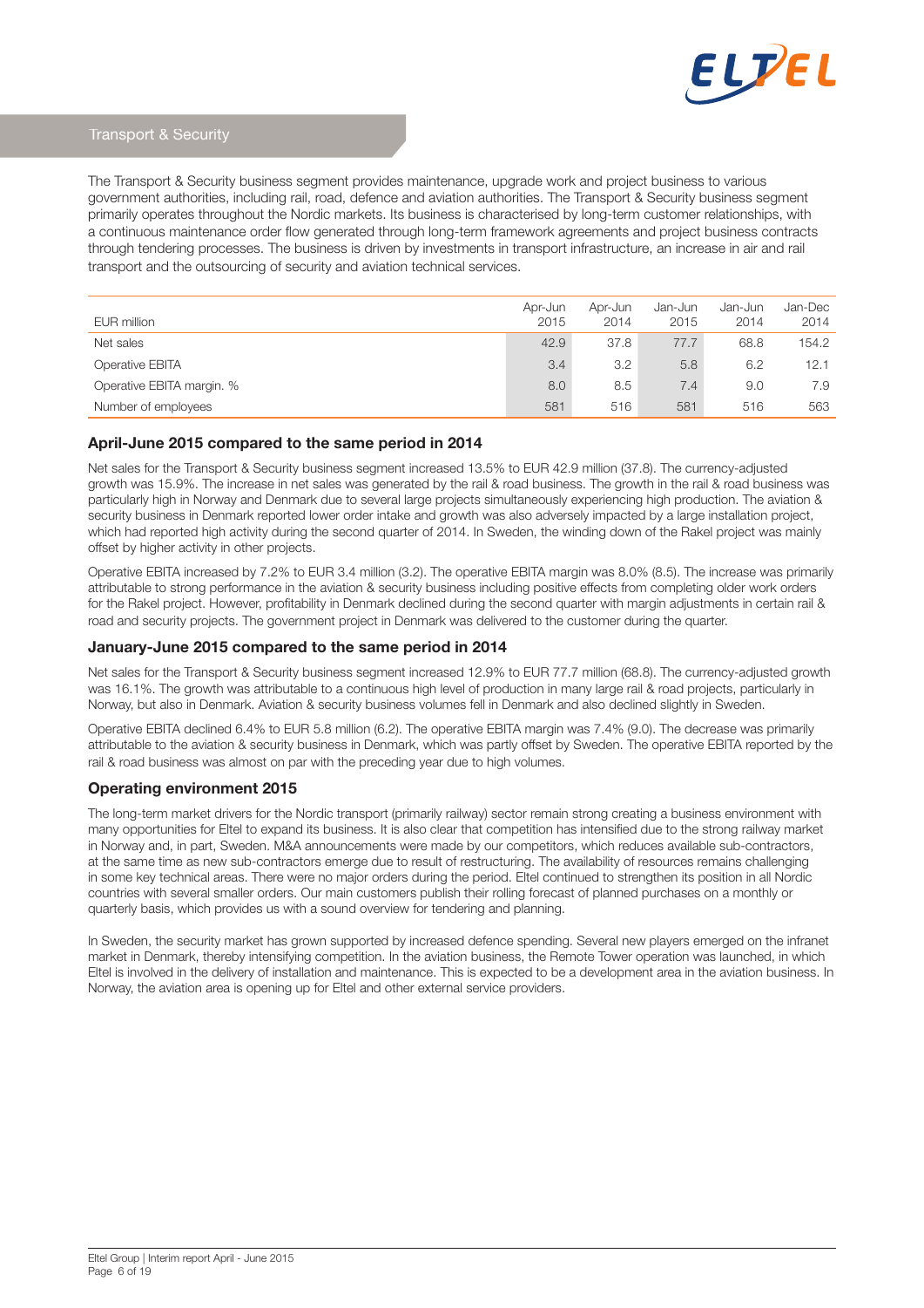## Transport & Security

The Transport & Security business segment provides maintenance, upgrade work and project business to various government authorities, including rail, road, defence and aviation authorities. The Transport & Security business segment primarily operates throughout the Nordic markets. Its business is characterised by long-term customer relationships, with a continuous maintenance order flow generated through long-term framework agreements and project business contracts through tendering processes. The business is driven by investments in transport infrastructure, an increase in air and rail transport and the outsourcing of security and aviation technical services.

| EUR million | Apr-Jun 2015 | Apr-Jun 2014 | Jan-Jun 2015 | Jan-Jun 2014 | Jan-Dec 2014 |
|---|---|---|---|---|---|
| Net sales | 42.9 | 37.8 | 77.7 | 68.8 | 154.2 |
| Operative EBITA | 3.4 | 3.2 | 5.8 | 6.2 | 12.1 |
| Operative EBITA margin. % | 8.0 | 8.5 | 7.4 | 9.0 | 7.9 |
| Number of employees | 581 | 516 | 581 | 516 | 563 |

### April-June 2015 compared to the same period in 2014

Net sales for the Transport & Security business segment increased 13.5% to EUR 42.9 million (37.8). The currency-adjusted growth was 15.9%. The increase in net sales was generated by the rail & road business. The growth in the rail & road business was particularly high in Norway and Denmark due to several large projects simultaneously experiencing high production. The aviation & security business in Denmark reported lower order intake and growth was also adversely impacted by a large installation project, which had reported high activity during the second quarter of 2014. In Sweden, the winding down of the Rakel project was mainly offset by higher activity in other projects.

Operative EBITA increased by 7.2% to EUR 3.4 million (3.2). The operative EBITA margin was 8.0% (8.5). The increase was primarily attributable to strong performance in the aviation & security business including positive effects from completing older work orders for the Rakel project. However, profitability in Denmark declined during the second quarter with margin adjustments in certain rail & road and security projects. The government project in Denmark was delivered to the customer during the quarter.

### January-June 2015 compared to the same period in 2014

Net sales for the Transport & Security business segment increased 12.9% to EUR 77.7 million (68.8). The currency-adjusted growth was 16.1%. The growth was attributable to a continuous high level of production in many large rail & road projects, particularly in Norway, but also in Denmark. Aviation & security business volumes fell in Denmark and also declined slightly in Sweden.

Operative EBITA declined 6.4% to EUR 5.8 million (6.2). The operative EBITA margin was 7.4% (9.0). The decrease was primarily attributable to the aviation & security business in Denmark, which was partly offset by Sweden. The operative EBITA reported by the rail & road business was almost on par with the preceding year due to high volumes.

### Operating environment 2015

The long-term market drivers for the Nordic transport (primarily railway) sector remain strong creating a business environment with many opportunities for Eltel to expand its business. It is also clear that competition has intensified due to the strong railway market in Norway and, in part, Sweden. M&A announcements were made by our competitors, which reduces available sub-contractors, at the same time as new sub-contractors emerge due to result of restructuring. The availability of resources remains challenging in some key technical areas. There were no major orders during the period. Eltel continued to strengthen its position in all Nordic countries with several smaller orders. Our main customers publish their rolling forecast of planned purchases on a monthly or quarterly basis, which provides us with a sound overview for tendering and planning.

In Sweden, the security market has grown supported by increased defence spending. Several new players emerged on the infranet market in Denmark, thereby intensifying competition. In the aviation business, the Remote Tower operation was launched, in which Eltel is involved in the delivery of installation and maintenance. This is expected to be a development area in the aviation business. In Norway, the aviation area is opening up for Eltel and other external service providers.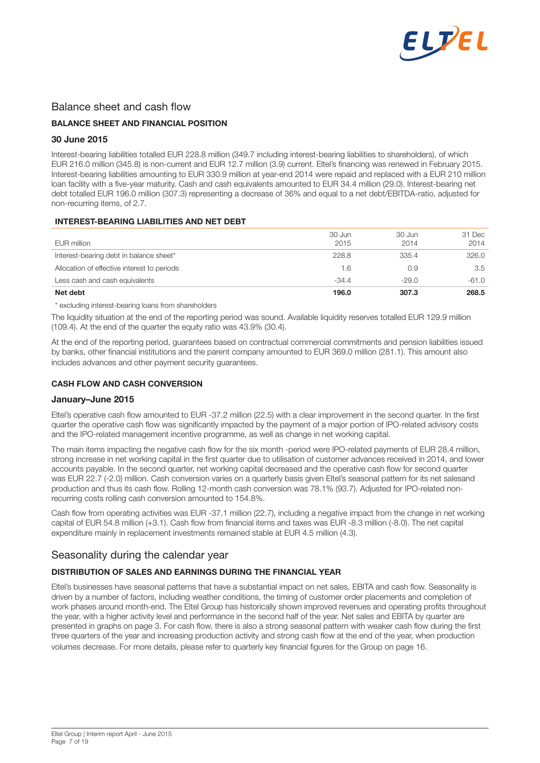## Balance sheet and cash flow

### BALANCE SHEET AND FINANCIAL POSITION

#### 30 June 2015

Interest-bearing liabilities totalled EUR 228.8 million (349.7 including interest-bearing liabilities to shareholders), of which EUR 216.0 million (345.8) is non-current and EUR 12.7 million (3.9) current. Eltel's financing was renewed in February 2015. Interest-bearing liabilities amounting to EUR 330.9 million at year-end 2014 were repaid and replaced with a EUR 210 million loan facility with a five-year maturity. Cash and cash equivalents amounted to EUR 34.4 million (29.0). Interest-bearing net debt totalled EUR 196.0 million (307.3) representing a decrease of 36% and equal to a net debt/EBITDA-ratio, adjusted for non-recurring items, of 2.7.

**INTEREST-BEARING LIABILITIES AND NET DEBT**

| EUR million | 30 Jun 2015 | 30 Jun 2014 | 31 Dec 2014 |
|---|---|---|---|
| Interest-bearing debt in balance sheet* | 228.8 | 335.4 | 326.0 |
| Allocation of effective interest to periods | 1.6 | 0.9 | 3.5 |
| Less cash and cash equivalents | -34.4 | -29.0 | -61.0 |
| **Net debt** | **196.0** | **307.3** | **268.5** |

\* excluding interest-bearing loans from shareholders

The liquidity situation at the end of the reporting period was sound. Available liquidity reserves totalled EUR 129.9 million (109.4). At the end of the quarter the equity ratio was 43.9% (30.4).

At the end of the reporting period, guarantees based on contractual commercial commitments and pension liabilities issued by banks, other financial institutions and the parent company amounted to EUR 369.0 million (281.1). This amount also includes advances and other payment security guarantees.

### CASH FLOW AND CASH CONVERSION

#### January–June 2015

Eltel's operative cash flow amounted to EUR -37.2 million (22.5) with a clear improvement in the second quarter. In the first quarter the operative cash flow was significantly impacted by the payment of a major portion of IPO-related advisory costs and the IPO-related management incentive programme, as well as change in net working capital.

The main items impacting the negative cash flow for the six month -period were IPO-related payments of EUR 28.4 million, strong increase in net working capital in the first quarter due to utilisation of customer advances received in 2014, and lower accounts payable. In the second quarter, net working capital decreased and the operative cash flow for second quarter was EUR 22.7 (-2.0) million. Cash conversion varies on a quarterly basis given Eltel's seasonal pattern for its net salesand production and thus its cash flow. Rolling 12-month cash conversion was 78.1% (93.7). Adjusted for IPO-related non-recurring costs rolling cash conversion amounted to 154.8%.

Cash flow from operating activities was EUR -37.1 million (22.7), including a negative impact from the change in net working capital of EUR 54.8 million (+3.1). Cash flow from financial items and taxes was EUR -8.3 million (-8.0). The net capital expenditure mainly in replacement investments remained stable at EUR 4.5 million (4.3).

## Seasonality during the calendar year

### DISTRIBUTION OF SALES AND EARNINGS DURING THE FINANCIAL YEAR

Eltel's businesses have seasonal patterns that have a substantial impact on net sales, EBITA and cash flow. Seasonality is driven by a number of factors, including weather conditions, the timing of customer order placements and completion of work phases around month-end. The Eltel Group has historically shown improved revenues and operating profits throughout the year, with a higher activity level and performance in the second half of the year. Net sales and EBITA by quarter are presented in graphs on page 3. For cash flow, there is also a strong seasonal pattern with weaker cash flow during the first three quarters of the year and increasing production activity and strong cash flow at the end of the year, when production volumes decrease. For more details, please refer to quarterly key financial figures for the Group on page 16.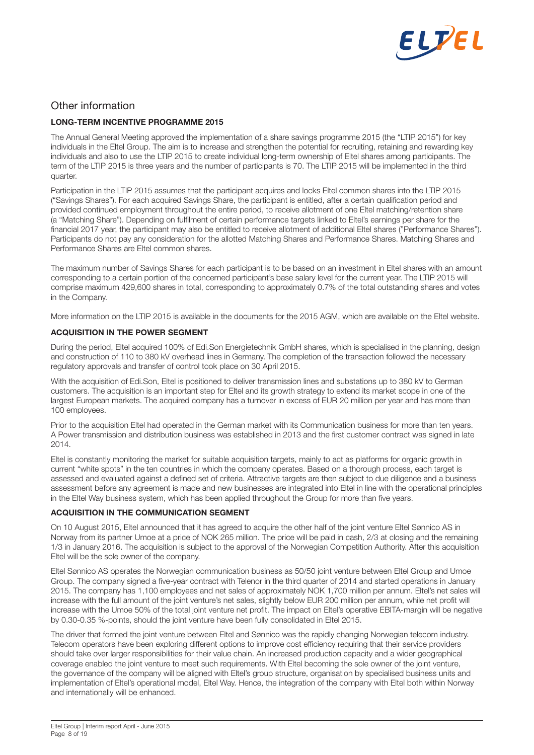## Other information

### LONG-TERM INCENTIVE PROGRAMME 2015

The Annual General Meeting approved the implementation of a share savings programme 2015 (the "LTIP 2015") for key individuals in the Eltel Group. The aim is to increase and strengthen the potential for recruiting, retaining and rewarding key individuals and also to use the LTIP 2015 to create individual long-term ownership of Eltel shares among participants. The term of the LTIP 2015 is three years and the number of participants is 70. The LTIP 2015 will be implemented in the third quarter.

Participation in the LTIP 2015 assumes that the participant acquires and locks Eltel common shares into the LTIP 2015 ("Savings Shares"). For each acquired Savings Share, the participant is entitled, after a certain qualification period and provided continued employment throughout the entire period, to receive allotment of one Eltel matching/retention share (a "Matching Share"). Depending on fulfilment of certain performance targets linked to Eltel's earnings per share for the financial 2017 year, the participant may also be entitled to receive allotment of additional Eltel shares ("Performance Shares"). Participants do not pay any consideration for the allotted Matching Shares and Performance Shares. Matching Shares and Performance Shares are Eltel common shares.

The maximum number of Savings Shares for each participant is to be based on an investment in Eltel shares with an amount corresponding to a certain portion of the concerned participant's base salary level for the current year. The LTIP 2015 will comprise maximum 429,600 shares in total, corresponding to approximately 0.7% of the total outstanding shares and votes in the Company.

More information on the LTIP 2015 is available in the documents for the 2015 AGM, which are available on the Eltel website.

### ACQUISITION IN THE POWER SEGMENT

During the period, Eltel acquired 100% of Edi.Son Energietechnik GmbH shares, which is specialised in the planning, design and construction of 110 to 380 kV overhead lines in Germany. The completion of the transaction followed the necessary regulatory approvals and transfer of control took place on 30 April 2015.

With the acquisition of Edi.Son, Eltel is positioned to deliver transmission lines and substations up to 380 kV to German customers. The acquisition is an important step for Eltel and its growth strategy to extend its market scope in one of the largest European markets. The acquired company has a turnover in excess of EUR 20 million per year and has more than 100 employees.

Prior to the acquisition Eltel had operated in the German market with its Communication business for more than ten years. A Power transmission and distribution business was established in 2013 and the first customer contract was signed in late 2014.

Eltel is constantly monitoring the market for suitable acquisition targets, mainly to act as platforms for organic growth in current "white spots" in the ten countries in which the company operates. Based on a thorough process, each target is assessed and evaluated against a defined set of criteria. Attractive targets are then subject to due diligence and a business assessment before any agreement is made and new businesses are integrated into Eltel in line with the operational principles in the Eltel Way business system, which has been applied throughout the Group for more than five years.

### ACQUISITION IN THE COMMUNICATION SEGMENT

On 10 August 2015, Eltel announced that it has agreed to acquire the other half of the joint venture Eltel Sønnico AS in Norway from its partner Umoe at a price of NOK 265 million. The price will be paid in cash, 2/3 at closing and the remaining 1/3 in January 2016. The acquisition is subject to the approval of the Norwegian Competition Authority. After this acquisition Eltel will be the sole owner of the company.

Eltel Sønnico AS operates the Norwegian communication business as 50/50 joint venture between Eltel Group and Umoe Group. The company signed a five-year contract with Telenor in the third quarter of 2014 and started operations in January 2015. The company has 1,100 employees and net sales of approximately NOK 1,700 million per annum. Eltel's net sales will increase with the full amount of the joint venture's net sales, slightly below EUR 200 million per annum, while net profit will increase with the Umoe 50% of the total joint venture net profit. The impact on Eltel's operative EBITA-margin will be negative by 0.30-0.35 %-points, should the joint venture have been fully consolidated in Eltel 2015.

The driver that formed the joint venture between Eltel and Sønnico was the rapidly changing Norwegian telecom industry. Telecom operators have been exploring different options to improve cost efficiency requiring that their service providers should take over larger responsibilities for their value chain. An increased production capacity and a wider geographical coverage enabled the joint venture to meet such requirements. With Eltel becoming the sole owner of the joint venture, the governance of the company will be aligned with Eltel's group structure, organisation by specialised business units and implementation of Eltel's operational model, Eltel Way. Hence, the integration of the company with Eltel both within Norway and internationally will be enhanced.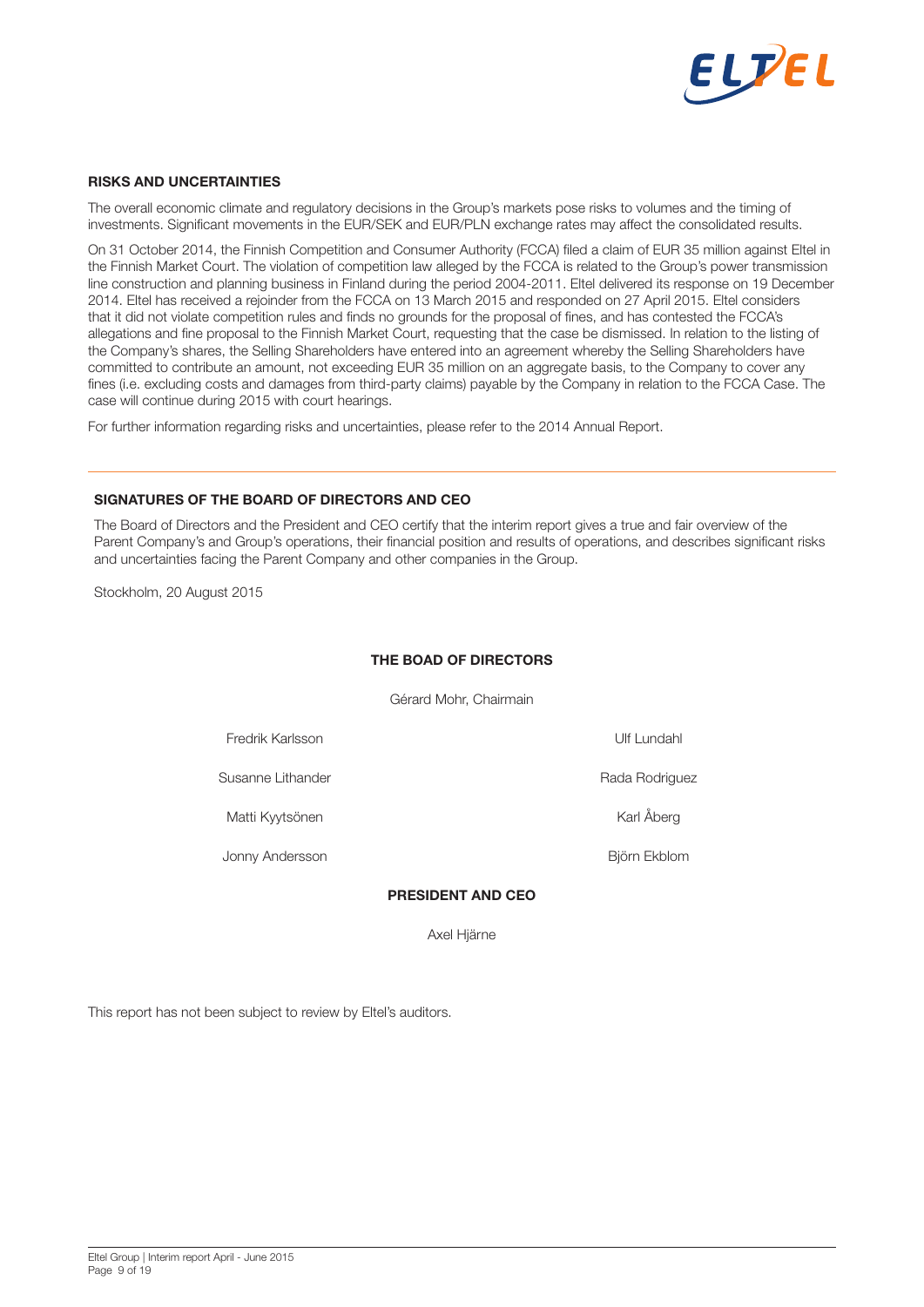## RISKS AND UNCERTAINTIES

The overall economic climate and regulatory decisions in the Group's markets pose risks to volumes and the timing of investments. Significant movements in the EUR/SEK and EUR/PLN exchange rates may affect the consolidated results.

On 31 October 2014, the Finnish Competition and Consumer Authority (FCCA) filed a claim of EUR 35 million against Eltel in the Finnish Market Court. The violation of competition law alleged by the FCCA is related to the Group's power transmission line construction and planning business in Finland during the period 2004-2011. Eltel delivered its response on 19 December 2014. Eltel has received a rejoinder from the FCCA on 13 March 2015 and responded on 27 April 2015. Eltel considers that it did not violate competition rules and finds no grounds for the proposal of fines, and has contested the FCCA's allegations and fine proposal to the Finnish Market Court, requesting that the case be dismissed. In relation to the listing of the Company's shares, the Selling Shareholders have entered into an agreement whereby the Selling Shareholders have committed to contribute an amount, not exceeding EUR 35 million on an aggregate basis, to the Company to cover any fines (i.e. excluding costs and damages from third-party claims) payable by the Company in relation to the FCCA Case. The case will continue during 2015 with court hearings.

For further information regarding risks and uncertainties, please refer to the 2014 Annual Report.

## SIGNATURES OF THE BOARD OF DIRECTORS AND CEO

The Board of Directors and the President and CEO certify that the interim report gives a true and fair overview of the Parent Company's and Group's operations, their financial position and results of operations, and describes significant risks and uncertainties facing the Parent Company and other companies in the Group.

Stockholm, 20 August 2015

**THE BOAD OF DIRECTORS**

Gérard Mohr, Chairmain

Fredrik Karlsson

Ulf Lundahl

Susanne Lithander

Rada Rodriguez

Matti Kyytsönen

Karl Åberg

Jonny Andersson

Björn Ekblom

**PRESIDENT AND CEO**

Axel Hjärne

This report has not been subject to review by Eltel's auditors.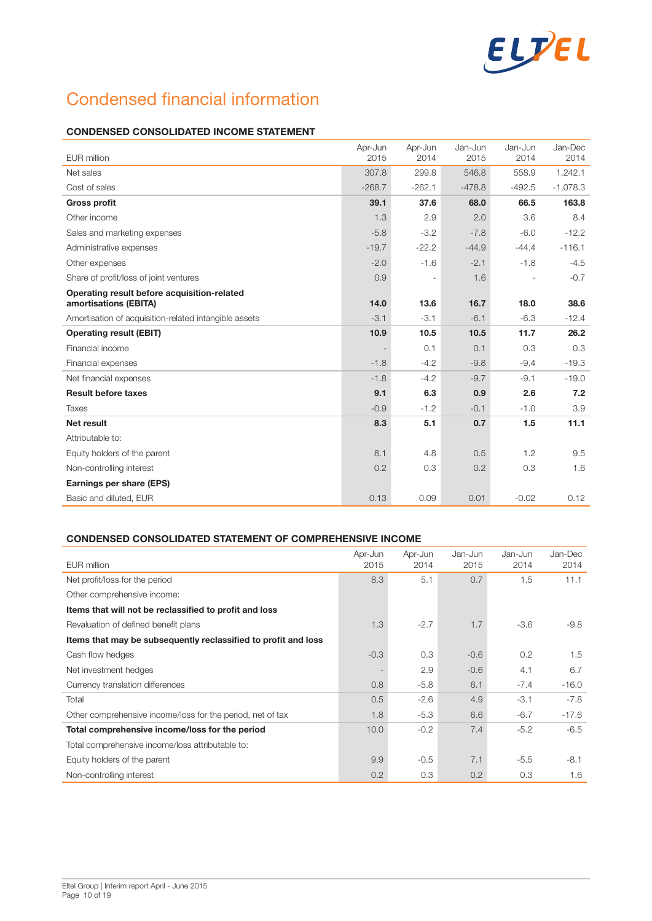# Condensed financial information

## CONDENSED CONSOLIDATED INCOME STATEMENT

| EUR million | Apr-Jun 2015 | Apr-Jun 2014 | Jan-Jun 2015 | Jan-Jun 2014 | Jan-Dec 2014 |
|---|---|---|---|---|---|
| Net sales | 307.8 | 299.8 | 546.8 | 558.9 | 1,242.1 |
| Cost of sales | -268.7 | -262.1 | -478.8 | -492.5 | -1,078.3 |
| **Gross profit** | **39.1** | **37.6** | **68.0** | **66.5** | **163.8** |
| Other income | 1.3 | 2.9 | 2.0 | 3.6 | 8.4 |
| Sales and marketing expenses | -5.8 | -3.2 | -7.8 | -6.0 | -12.2 |
| Administrative expenses | -19.7 | -22.2 | -44.9 | -44.4 | -116.1 |
| Other expenses | -2.0 | -1.6 | -2.1 | -1.8 | -4.5 |
| Share of profit/loss of joint ventures | 0.9 | - | 1.6 | - | -0.7 |
| **Operating result before acquisition-related amortisations (EBITA)** | **14.0** | **13.6** | **16.7** | **18.0** | **38.6** |
| Amortisation of acquisition-related intangible assets | -3.1 | -3.1 | -6.1 | -6.3 | -12.4 |
| **Operating result (EBIT)** | **10.9** | **10.5** | **10.5** | **11.7** | **26.2** |
| Financial income | - | 0.1 | 0.1 | 0.3 | 0.3 |
| Financial expenses | -1.8 | -4.2 | -9.8 | -9.4 | -19.3 |
| Net financial expenses | -1.8 | -4.2 | -9.7 | -9.1 | -19.0 |
| **Result before taxes** | **9.1** | **6.3** | **0.9** | **2.6** | **7.2** |
| Taxes | -0.9 | -1.2 | -0.1 | -1.0 | 3.9 |
| **Net result** | **8.3** | **5.1** | **0.7** | **1.5** | **11.1** |
| Attributable to: | | | | | |
| Equity holders of the parent | 8.1 | 4.8 | 0.5 | 1.2 | 9.5 |
| Non-controlling interest | 0.2 | 0.3 | 0.2 | 0.3 | 1.6 |
| **Earnings per share (EPS)** | | | | | |
| Basic and diluted, EUR | 0.13 | 0.09 | 0.01 | -0.02 | 0.12 |

## CONDENSED CONSOLIDATED STATEMENT OF COMPREHENSIVE INCOME

| EUR million | Apr-Jun 2015 | Apr-Jun 2014 | Jan-Jun 2015 | Jan-Jun 2014 | Jan-Dec 2014 |
|---|---|---|---|---|---|
| Net profit/loss for the period | 8.3 | 5.1 | 0.7 | 1.5 | 11.1 |
| Other comprehensive income: | | | | | |
| **Items that will not be reclassified to profit and loss** | | | | | |
| Revaluation of defined benefit plans | 1.3 | -2.7 | 1.7 | -3.6 | -9.8 |
| **Items that may be subsequently reclassified to profit and loss** | | | | | |
| Cash flow hedges | -0.3 | 0.3 | -0.6 | 0.2 | 1.5 |
| Net investment hedges | - | 2.9 | -0.6 | 4.1 | 6.7 |
| Currency translation differences | 0.8 | -5.8 | 6.1 | -7.4 | -16.0 |
| Total | 0.5 | -2.6 | 4.9 | -3.1 | -7.8 |
| Other comprehensive income/loss for the period, net of tax | 1.8 | -5.3 | 6.6 | -6.7 | -17.6 |
| **Total comprehensive income/loss for the period** | 10.0 | -0.2 | 7.4 | -5.2 | -6.5 |
| Total comprehensive income/loss attributable to: | | | | | |
| Equity holders of the parent | 9.9 | -0.5 | 7.1 | -5.5 | -8.1 |
| Non-controlling interest | 0.2 | 0.3 | 0.2 | 0.3 | 1.6 |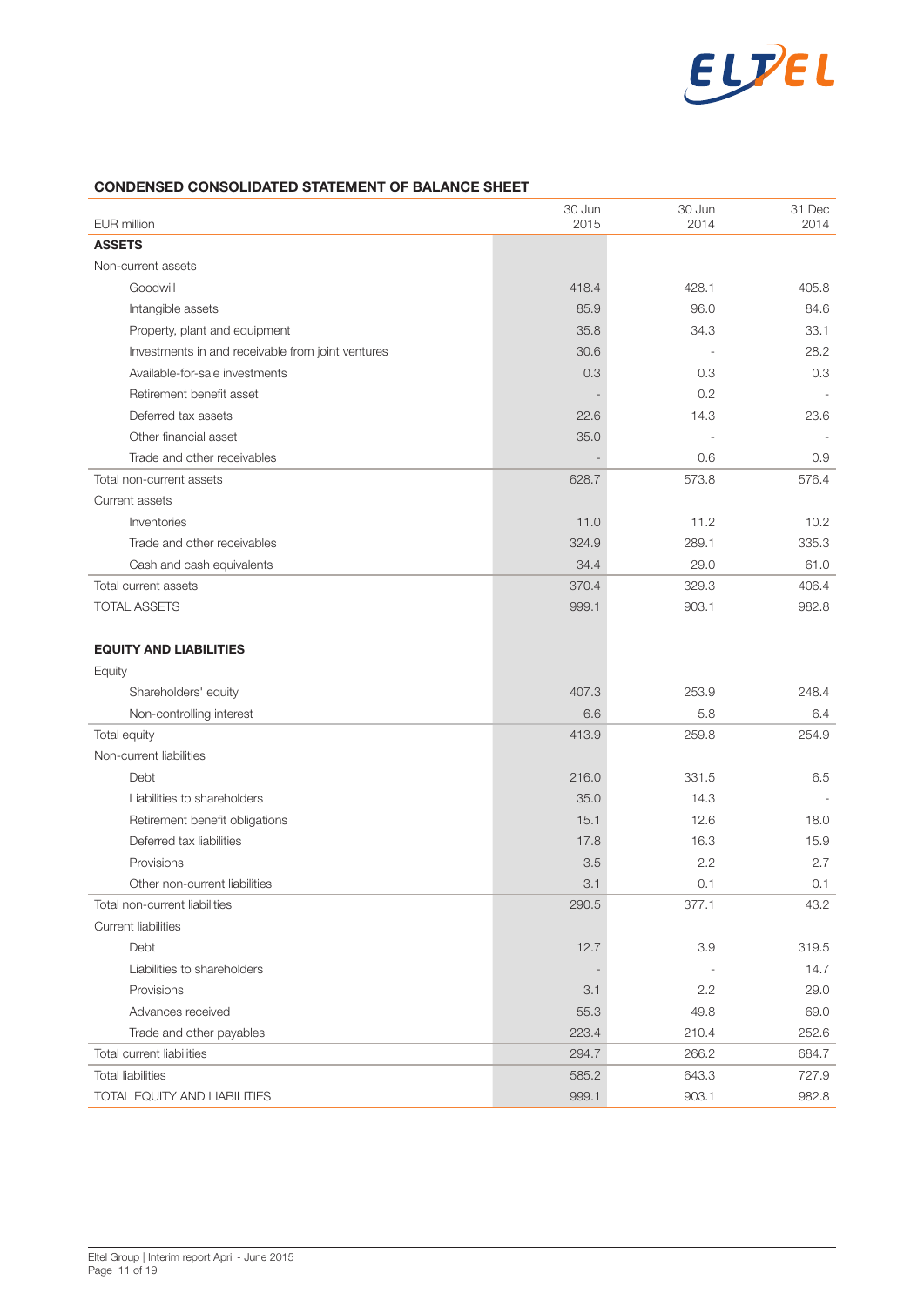## CONDENSED CONSOLIDATED STATEMENT OF BALANCE SHEET

| EUR million | 30 Jun 2015 | 30 Jun 2014 | 31 Dec 2014 |
|---|---|---|---|
| **ASSETS** | | | |
| Non-current assets | | | |
| Goodwill | 418.4 | 428.1 | 405.8 |
| Intangible assets | 85.9 | 96.0 | 84.6 |
| Property, plant and equipment | 35.8 | 34.3 | 33.1 |
| Investments in and receivable from joint ventures | 30.6 | - | 28.2 |
| Available-for-sale investments | 0.3 | 0.3 | 0.3 |
| Retirement benefit asset | - | 0.2 | - |
| Deferred tax assets | 22.6 | 14.3 | 23.6 |
| Other financial asset | 35.0 | - | - |
| Trade and other receivables | - | 0.6 | 0.9 |
| Total non-current assets | 628.7 | 573.8 | 576.4 |
| Current assets | | | |
| Inventories | 11.0 | 11.2 | 10.2 |
| Trade and other receivables | 324.9 | 289.1 | 335.3 |
| Cash and cash equivalents | 34.4 | 29.0 | 61.0 |
| Total current assets | 370.4 | 329.3 | 406.4 |
| TOTAL ASSETS | 999.1 | 903.1 | 982.8 |
| | | | |
| **EQUITY AND LIABILITIES** | | | |
| Equity | | | |
| Shareholders' equity | 407.3 | 253.9 | 248.4 |
| Non-controlling interest | 6.6 | 5.8 | 6.4 |
| Total equity | 413.9 | 259.8 | 254.9 |
| Non-current liabilities | | | |
| Debt | 216.0 | 331.5 | 6.5 |
| Liabilities to shareholders | 35.0 | 14.3 | - |
| Retirement benefit obligations | 15.1 | 12.6 | 18.0 |
| Deferred tax liabilities | 17.8 | 16.3 | 15.9 |
| Provisions | 3.5 | 2.2 | 2.7 |
| Other non-current liabilities | 3.1 | 0.1 | 0.1 |
| Total non-current liabilities | 290.5 | 377.1 | 43.2 |
| Current liabilities | | | |
| Debt | 12.7 | 3.9 | 319.5 |
| Liabilities to shareholders | - | - | 14.7 |
| Provisions | 3.1 | 2.2 | 29.0 |
| Advances received | 55.3 | 49.8 | 69.0 |
| Trade and other payables | 223.4 | 210.4 | 252.6 |
| Total current liabilities | 294.7 | 266.2 | 684.7 |
| Total liabilities | 585.2 | 643.3 | 727.9 |
| TOTAL EQUITY AND LIABILITIES | 999.1 | 903.1 | 982.8 |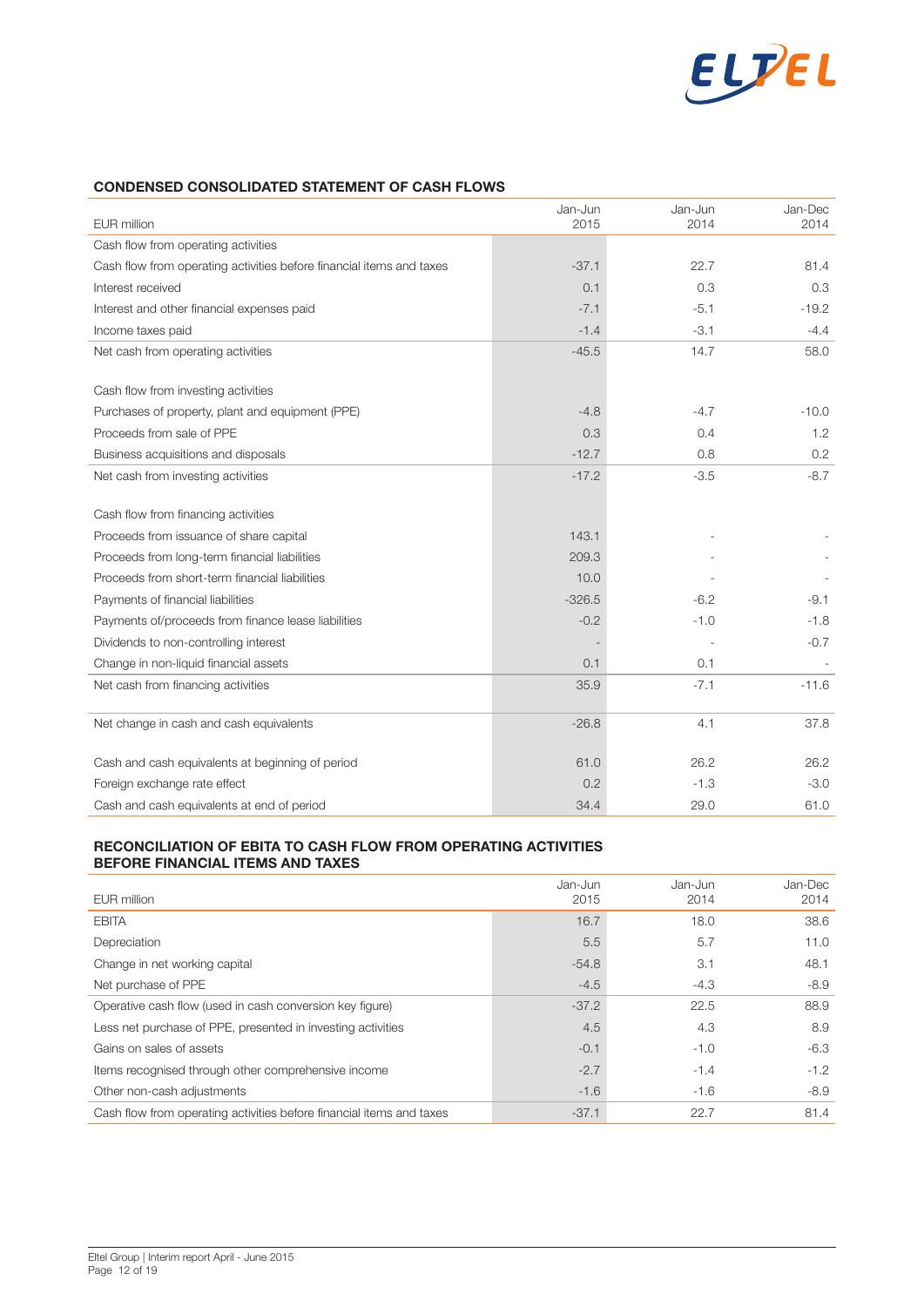## CONDENSED CONSOLIDATED STATEMENT OF CASH FLOWS

| EUR million | Jan-Jun 2015 | Jan-Jun 2014 | Jan-Dec 2014 |
|---|---|---|---|
| Cash flow from operating activities | | | |
| Cash flow from operating activities before financial items and taxes | -37.1 | 22.7 | 81.4 |
| Interest received | 0.1 | 0.3 | 0.3 |
| Interest and other financial expenses paid | -7.1 | -5.1 | -19.2 |
| Income taxes paid | -1.4 | -3.1 | -4.4 |
| Net cash from operating activities | -45.5 | 14.7 | 58.0 |
| | | | |
| Cash flow from investing activities | | | |
| Purchases of property, plant and equipment (PPE) | -4.8 | -4.7 | -10.0 |
| Proceeds from sale of PPE | 0.3 | 0.4 | 1.2 |
| Business acquisitions and disposals | -12.7 | 0.8 | 0.2 |
| Net cash from investing activities | -17.2 | -3.5 | -8.7 |
| | | | |
| Cash flow from financing activities | | | |
| Proceeds from issuance of share capital | 143.1 | - | - |
| Proceeds from long-term financial liabilities | 209.3 | - | - |
| Proceeds from short-term financial liabilities | 10.0 | - | - |
| Payments of financial liabilities | -326.5 | -6.2 | -9.1 |
| Payments of/proceeds from finance lease liabilities | -0.2 | -1.0 | -1.8 |
| Dividends to non-controlling interest | - | - | -0.7 |
| Change in non-liquid financial assets | 0.1 | 0.1 | - |
| Net cash from financing activities | 35.9 | -7.1 | -11.6 |
| | | | |
| Net change in cash and cash equivalents | -26.8 | 4.1 | 37.8 |
| | | | |
| Cash and cash equivalents at beginning of period | 61.0 | 26.2 | 26.2 |
| Foreign exchange rate effect | 0.2 | -1.3 | -3.0 |
| Cash and cash equivalents at end of period | 34.4 | 29.0 | 61.0 |

## RECONCILIATION OF EBITA TO CASH FLOW FROM OPERATING ACTIVITIES BEFORE FINANCIAL ITEMS AND TAXES

| EUR million | Jan-Jun 2015 | Jan-Jun 2014 | Jan-Dec 2014 |
|---|---|---|---|
| EBITA | 16.7 | 18.0 | 38.6 |
| Depreciation | 5.5 | 5.7 | 11.0 |
| Change in net working capital | -54.8 | 3.1 | 48.1 |
| Net purchase of PPE | -4.5 | -4.3 | -8.9 |
| Operative cash flow (used in cash conversion key figure) | -37.2 | 22.5 | 88.9 |
| Less net purchase of PPE, presented in investing activities | 4.5 | 4.3 | 8.9 |
| Gains on sales of assets | -0.1 | -1.0 | -6.3 |
| Items recognised through other comprehensive income | -2.7 | -1.4 | -1.2 |
| Other non-cash adjustments | -1.6 | -1.6 | -8.9 |
| Cash flow from operating activities before financial items and taxes | -37.1 | 22.7 | 81.4 |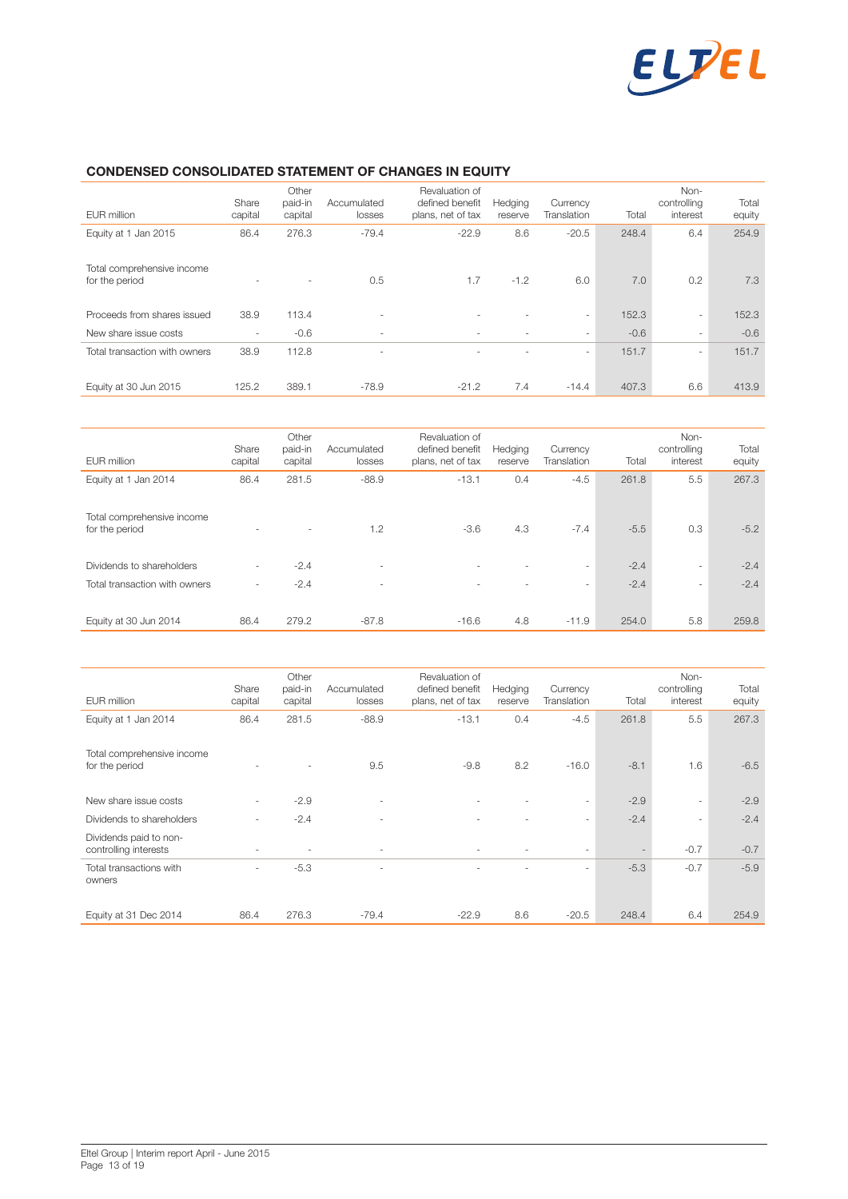## CONDENSED CONSOLIDATED STATEMENT OF CHANGES IN EQUITY

| EUR million | Share capital | Other paid-in capital | Accumulated losses | Revaluation of defined benefit plans, net of tax | Hedging reserve | Currency Translation | Total | Non-controlling interest | Total equity |
|---|---|---|---|---|---|---|---|---|---|
| Equity at 1 Jan 2015 | 86.4 | 276.3 | -79.4 | -22.9 | 8.6 | -20.5 | 248.4 | 6.4 | 254.9 |
| Total comprehensive income for the period | - | - | 0.5 | 1.7 | -1.2 | 6.0 | 7.0 | 0.2 | 7.3 |
| Proceeds from shares issued | 38.9 | 113.4 | - | - | - | - | 152.3 | - | 152.3 |
| New share issue costs | - | -0.6 | - | - | - | - | -0.6 | - | -0.6 |
| Total transaction with owners | 38.9 | 112.8 | - | - | - | - | 151.7 | - | 151.7 |
| Equity at 30 Jun 2015 | 125.2 | 389.1 | -78.9 | -21.2 | 7.4 | -14.4 | 407.3 | 6.6 | 413.9 |

| EUR million | Share capital | Other paid-in capital | Accumulated losses | Revaluation of defined benefit plans, net of tax | Hedging reserve | Currency Translation | Total | Non-controlling interest | Total equity |
|---|---|---|---|---|---|---|---|---|---|
| Equity at 1 Jan 2014 | 86.4 | 281.5 | -88.9 | -13.1 | 0.4 | -4.5 | 261.8 | 5.5 | 267.3 |
| Total comprehensive income for the period | - | - | 1.2 | -3.6 | 4.3 | -7.4 | -5.5 | 0.3 | -5.2 |
| Dividends to shareholders | - | -2.4 | - | - | - | - | -2.4 | - | -2.4 |
| Total transaction with owners | - | -2.4 | - | - | - | - | -2.4 | - | -2.4 |
| Equity at 30 Jun 2014 | 86.4 | 279.2 | -87.8 | -16.6 | 4.8 | -11.9 | 254.0 | 5.8 | 259.8 |

| EUR million | Share capital | Other paid-in capital | Accumulated losses | Revaluation of defined benefit plans, net of tax | Hedging reserve | Currency Translation | Total | Non-controlling interest | Total equity |
|---|---|---|---|---|---|---|---|---|---|
| Equity at 1 Jan 2014 | 86.4 | 281.5 | -88.9 | -13.1 | 0.4 | -4.5 | 261.8 | 5.5 | 267.3 |
| Total comprehensive income for the period | - | - | 9.5 | -9.8 | 8.2 | -16.0 | -8.1 | 1.6 | -6.5 |
| New share issue costs | - | -2.9 | - | - | - | - | -2.9 | - | -2.9 |
| Dividends to shareholders | - | -2.4 | - | - | - | - | -2.4 | - | -2.4 |
| Dividends paid to non-controlling interests | - | - | - | - | - | - | - | -0.7 | -0.7 |
| Total transactions with owners | - | -5.3 | - | - | - | - | -5.3 | -0.7 | -5.9 |
| Equity at 31 Dec 2014 | 86.4 | 276.3 | -79.4 | -22.9 | 8.6 | -20.5 | 248.4 | 6.4 | 254.9 |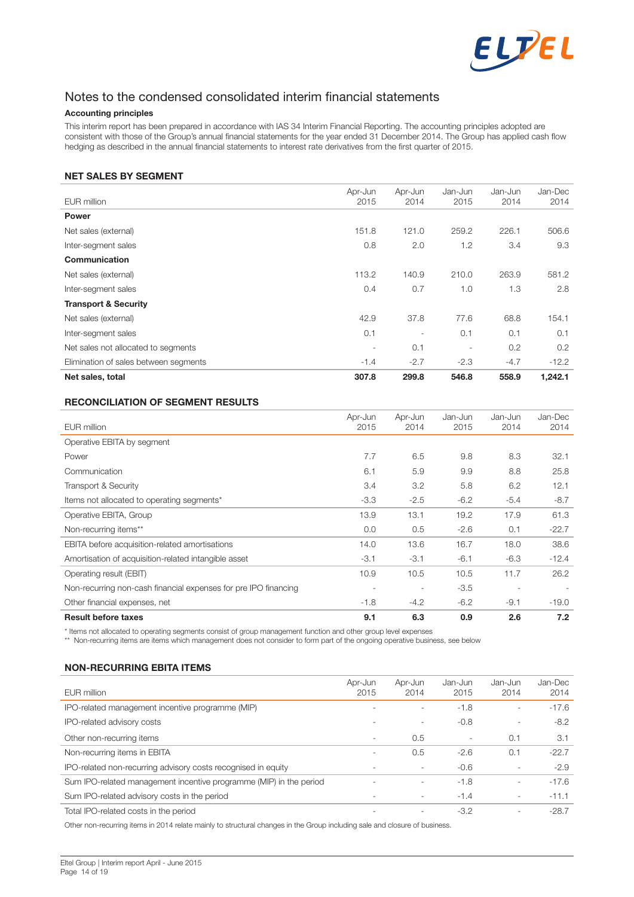## Notes to the condensed consolidated interim financial statements

### Accounting principles

This interim report has been prepared in accordance with IAS 34 Interim Financial Reporting. The accounting principles adopted are consistent with those of the Group's annual financial statements for the year ended 31 December 2014. The Group has applied cash flow hedging as described in the annual financial statements to interest rate derivatives from the first quarter of 2015.

### NET SALES BY SEGMENT

| EUR million | Apr-Jun 2015 | Apr-Jun 2014 | Jan-Jun 2015 | Jan-Jun 2014 | Jan-Dec 2014 |
|---|---|---|---|---|---|
| **Power** | | | | | |
| Net sales (external) | 151.8 | 121.0 | 259.2 | 226.1 | 506.6 |
| Inter-segment sales | 0.8 | 2.0 | 1.2 | 3.4 | 9.3 |
| **Communication** | | | | | |
| Net sales (external) | 113.2 | 140.9 | 210.0 | 263.9 | 581.2 |
| Inter-segment sales | 0.4 | 0.7 | 1.0 | 1.3 | 2.8 |
| **Transport & Security** | | | | | |
| Net sales (external) | 42.9 | 37.8 | 77.6 | 68.8 | 154.1 |
| Inter-segment sales | 0.1 | - | 0.1 | 0.1 | 0.1 |
| Net sales not allocated to segments | - | 0.1 | - | 0.2 | 0.2 |
| Elimination of sales between segments | -1.4 | -2.7 | -2.3 | -4.7 | -12.2 |
| **Net sales, total** | **307.8** | **299.8** | **546.8** | **558.9** | **1,242.1** |

### RECONCILIATION OF SEGMENT RESULTS

| EUR million | Apr-Jun 2015 | Apr-Jun 2014 | Jan-Jun 2015 | Jan-Jun 2014 | Jan-Dec 2014 |
|---|---|---|---|---|---|
| Operative EBITA by segment | | | | | |
| Power | 7.7 | 6.5 | 9.8 | 8.3 | 32.1 |
| Communication | 6.1 | 5.9 | 9.9 | 8.8 | 25.8 |
| Transport & Security | 3.4 | 3.2 | 5.8 | 6.2 | 12.1 |
| Items not allocated to operating segments* | -3.3 | -2.5 | -6.2 | -5.4 | -8.7 |
| Operative EBITA, Group | 13.9 | 13.1 | 19.2 | 17.9 | 61.3 |
| Non-recurring items** | 0.0 | 0.5 | -2.6 | 0.1 | -22.7 |
| EBITA before acquisition-related amortisations | 14.0 | 13.6 | 16.7 | 18.0 | 38.6 |
| Amortisation of acquisition-related intangible asset | -3.1 | -3.1 | -6.1 | -6.3 | -12.4 |
| Operating result (EBIT) | 10.9 | 10.5 | 10.5 | 11.7 | 26.2 |
| Non-recurring non-cash financial expenses for pre IPO financing | - | - | -3.5 | - | - |
| Other financial expenses, net | -1.8 | -4.2 | -6.2 | -9.1 | -19.0 |
| **Result before taxes** | **9.1** | **6.3** | **0.9** | **2.6** | **7.2** |

\* Items not allocated to operating segments consist of group management function and other group level expenses

\** Non-recurring items are items which management does not consider to form part of the ongoing operative business, see below

### NON-RECURRING EBITA ITEMS

| EUR million | Apr-Jun 2015 | Apr-Jun 2014 | Jan-Jun 2015 | Jan-Jun 2014 | Jan-Dec 2014 |
|---|---|---|---|---|---|
| IPO-related management incentive programme (MIP) | - | - | -1.8 | - | -17.6 |
| IPO-related advisory costs | - | - | -0.8 | - | -8.2 |
| Other non-recurring items | - | 0.5 | - | 0.1 | 3.1 |
| Non-recurring items in EBITA | - | 0.5 | -2.6 | 0.1 | -22.7 |
| IPO-related non-recurring advisory costs recognised in equity | - | - | -0.6 | - | -2.9 |
| Sum IPO-related management incentive programme (MIP) in the period | - | - | -1.8 | - | -17.6 |
| Sum IPO-related advisory costs in the period | - | - | -1.4 | - | -11.1 |
| Total IPO-related costs in the period | - | - | -3.2 | - | -28.7 |

Other non-recurring items in 2014 relate mainly to structural changes in the Group including sale and closure of business.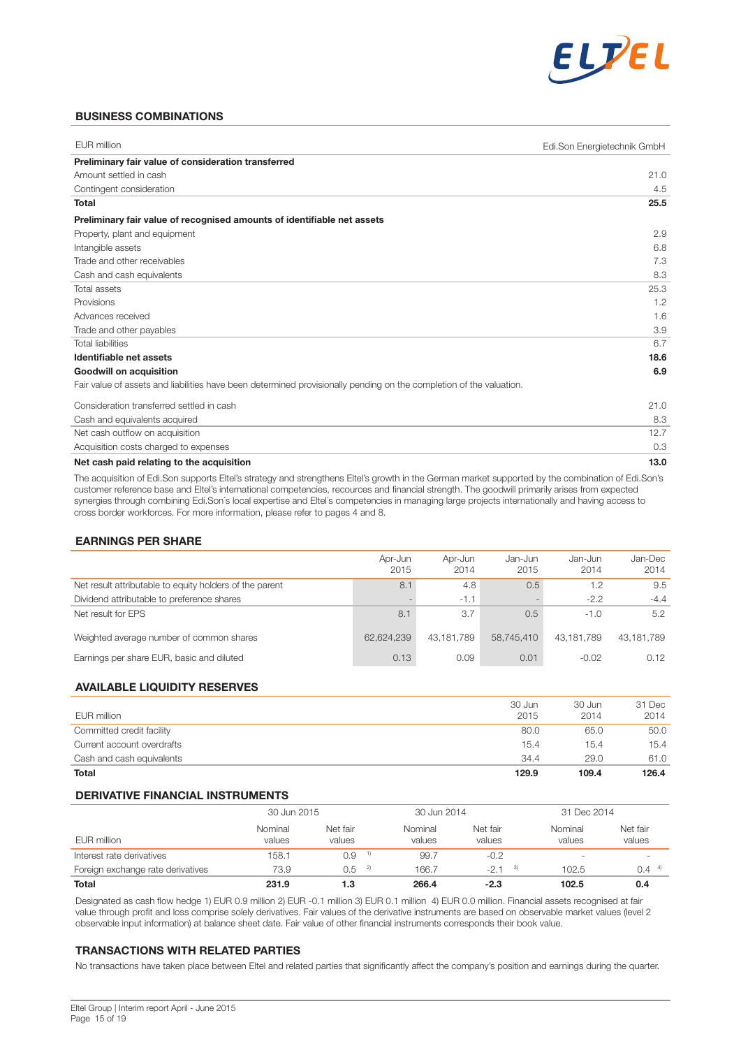## BUSINESS COMBINATIONS

| EUR million | Edi.Son Energietechnik GmbH |
|---|---|
| **Preliminary fair value of consideration transferred** | |
| Amount settled in cash | 21.0 |
| Contingent consideration | 4.5 |
| **Total** | **25.5** |
| **Preliminary fair value of recognised amounts of identifiable net assets** | |
| Property, plant and equipment | 2.9 |
| Intangible assets | 6.8 |
| Trade and other receivables | 7.3 |
| Cash and cash equivalents | 8.3 |
| Total assets | 25.3 |
| Provisions | 1.2 |
| Advances received | 1.6 |
| Trade and other payables | 3.9 |
| Total liabilities | 6.7 |
| **Identifiable net assets** | **18.6** |
| **Goodwill on acquisition** | **6.9** |

Fair value of assets and liabilities have been determined provisionally pending on the completion of the valuation.

| | |
|---|---|
| Consideration transferred settled in cash | 21.0 |
| Cash and equivalents acquired | 8.3 |
| Net cash outflow on acquisition | 12.7 |
| Acquisition costs charged to expenses | 0.3 |
| **Net cash paid relating to the acquisition** | **13.0** |

The acquisition of Edi.Son supports Eltel's strategy and strengthens Eltel's growth in the German market supported by the combination of Edi.Son's customer reference base and Eltel's international competencies, recources and financial strength. The goodwill primarily arises from expected synergies through combining Edi.Son´s local expertise and Eltel´s competencies in managing large projects internationally and having access to cross border workforces. For more information, please refer to pages 4 and 8.

## EARNINGS PER SHARE

| | Apr-Jun 2015 | Apr-Jun 2014 | Jan-Jun 2015 | Jan-Jun 2014 | Jan-Dec 2014 |
|---|---|---|---|---|---|
| Net result attributable to equity holders of the parent | 8.1 | 4.8 | 0.5 | 1.2 | 9.5 |
| Dividend attributable to preference shares | - | -1.1 | - | -2.2 | -4.4 |
| Net result for EPS | 8.1 | 3.7 | 0.5 | -1.0 | 5.2 |
| Weighted average number of common shares | 62,624,239 | 43,181,789 | 58,745,410 | 43,181,789 | 43,181,789 |
| Earnings per share EUR, basic and diluted | 0.13 | 0.09 | 0.01 | -0.02 | 0.12 |

## AVAILABLE LIQUIDITY RESERVES

| EUR million | 30 Jun 2015 | 30 Jun 2014 | 31 Dec 2014 |
|---|---|---|---|
| Committed credit facility | 80.0 | 65.0 | 50.0 |
| Current account overdrafts | 15.4 | 15.4 | 15.4 |
| Cash and cash equivalents | 34.4 | 29.0 | 61.0 |
| **Total** | **129.9** | **109.4** | **126.4** |

## DERIVATIVE FINANCIAL INSTRUMENTS

| | 30 Jun 2015 | | 30 Jun 2014 | | 31 Dec 2014 | |
|---|---|---|---|---|---|---|
| EUR million | Nominal values | Net fair values | Nominal values | Net fair values | Nominal values | Net fair values |
| Interest rate derivatives | 158.1 | 0.9 [1] | 99.7 | -0.2 | - | - |
| Foreign exchange rate derivatives | 73.9 | 0.5 [2] | 166.7 | -2.1 [3] | 102.5 | 0.4 [4] |
| **Total** | **231.9** | **1.3** | **266.4** | **-2.3** | **102.5** | **0.4** |

Designated as cash flow hedge 1) EUR 0.9 million 2) EUR -0.1 million 3) EUR 0.1 million 4) EUR 0.0 million. Financial assets recognised at fair value through profit and loss comprise solely derivatives. Fair values of the derivative instruments are based on observable market values (level 2 observable input information) at balance sheet date. Fair value of other financial instruments corresponds their book value.

## TRANSACTIONS WITH RELATED PARTIES

No transactions have taken place between Eltel and related parties that significantly affect the company's position and earnings during the quarter.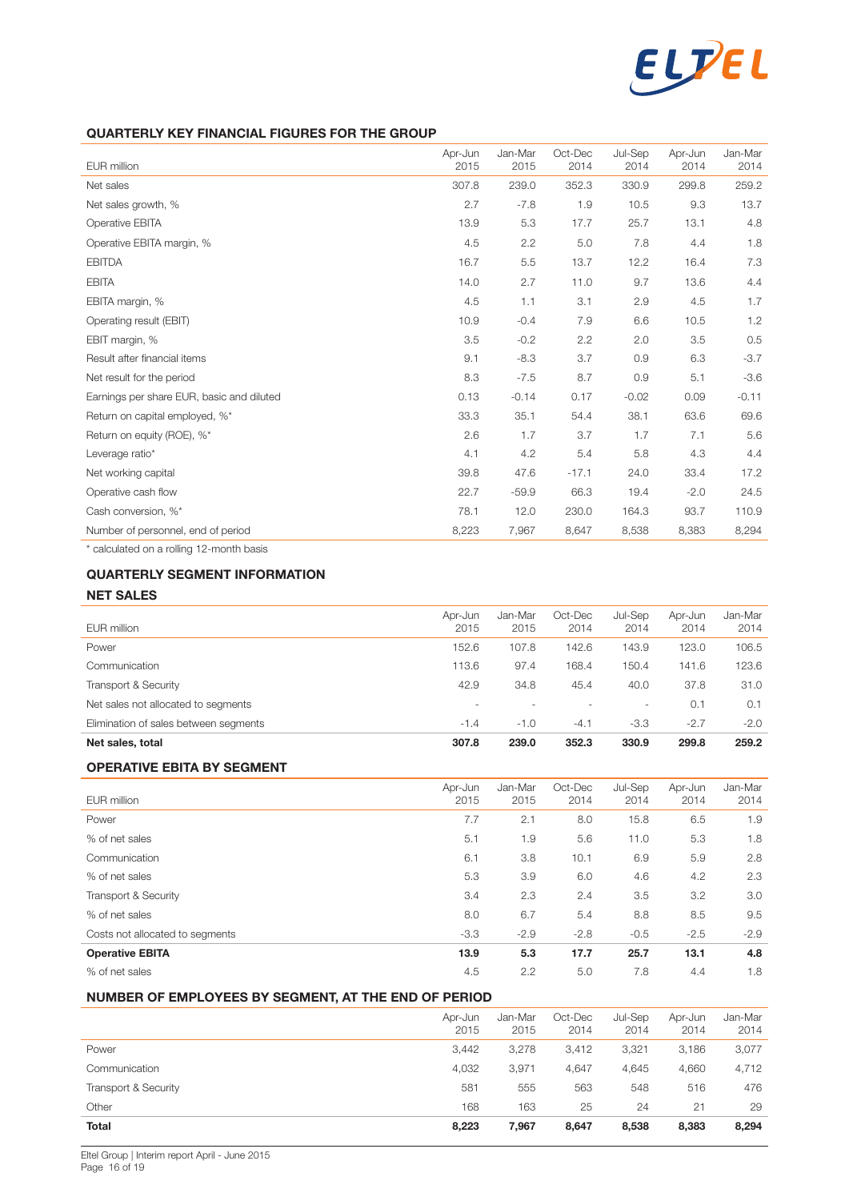## QUARTERLY KEY FINANCIAL FIGURES FOR THE GROUP

| EUR million | Apr-Jun 2015 | Jan-Mar 2015 | Oct-Dec 2014 | Jul-Sep 2014 | Apr-Jun 2014 | Jan-Mar 2014 |
|---|---|---|---|---|---|---|
| Net sales | 307.8 | 239.0 | 352.3 | 330.9 | 299.8 | 259.2 |
| Net sales growth, % | 2.7 | -7.8 | 1.9 | 10.5 | 9.3 | 13.7 |
| Operative EBITA | 13.9 | 5.3 | 17.7 | 25.7 | 13.1 | 4.8 |
| Operative EBITA margin, % | 4.5 | 2.2 | 5.0 | 7.8 | 4.4 | 1.8 |
| EBITDA | 16.7 | 5.5 | 13.7 | 12.2 | 16.4 | 7.3 |
| EBITA | 14.0 | 2.7 | 11.0 | 9.7 | 13.6 | 4.4 |
| EBITA margin, % | 4.5 | 1.1 | 3.1 | 2.9 | 4.5 | 1.7 |
| Operating result (EBIT) | 10.9 | -0.4 | 7.9 | 6.6 | 10.5 | 1.2 |
| EBIT margin, % | 3.5 | -0.2 | 2.2 | 2.0 | 3.5 | 0.5 |
| Result after financial items | 9.1 | -8.3 | 3.7 | 0.9 | 6.3 | -3.7 |
| Net result for the period | 8.3 | -7.5 | 8.7 | 0.9 | 5.1 | -3.6 |
| Earnings per share EUR, basic and diluted | 0.13 | -0.14 | 0.17 | -0.02 | 0.09 | -0.11 |
| Return on capital employed, %* | 33.3 | 35.1 | 54.4 | 38.1 | 63.6 | 69.6 |
| Return on equity (ROE), %* | 2.6 | 1.7 | 3.7 | 1.7 | 7.1 | 5.6 |
| Leverage ratio* | 4.1 | 4.2 | 5.4 | 5.8 | 4.3 | 4.4 |
| Net working capital | 39.8 | 47.6 | -17.1 | 24.0 | 33.4 | 17.2 |
| Operative cash flow | 22.7 | -59.9 | 66.3 | 19.4 | -2.0 | 24.5 |
| Cash conversion, %* | 78.1 | 12.0 | 230.0 | 164.3 | 93.7 | 110.9 |
| Number of personnel, end of period | 8,223 | 7,967 | 8,647 | 8,538 | 8,383 | 8,294 |

* calculated on a rolling 12-month basis

## QUARTERLY SEGMENT INFORMATION

### NET SALES

| EUR million | Apr-Jun 2015 | Jan-Mar 2015 | Oct-Dec 2014 | Jul-Sep 2014 | Apr-Jun 2014 | Jan-Mar 2014 |
|---|---|---|---|---|---|---|
| Power | 152.6 | 107.8 | 142.6 | 143.9 | 123.0 | 106.5 |
| Communication | 113.6 | 97.4 | 168.4 | 150.4 | 141.6 | 123.6 |
| Transport & Security | 42.9 | 34.8 | 45.4 | 40.0 | 37.8 | 31.0 |
| Net sales not allocated to segments | - | - | - | - | 0.1 | 0.1 |
| Elimination of sales between segments | -1.4 | -1.0 | -4.1 | -3.3 | -2.7 | -2.0 |
| **Net sales, total** | **307.8** | **239.0** | **352.3** | **330.9** | **299.8** | **259.2** |

### OPERATIVE EBITA BY SEGMENT

| EUR million | Apr-Jun 2015 | Jan-Mar 2015 | Oct-Dec 2014 | Jul-Sep 2014 | Apr-Jun 2014 | Jan-Mar 2014 |
|---|---|---|---|---|---|---|
| Power | 7.7 | 2.1 | 8.0 | 15.8 | 6.5 | 1.9 |
| % of net sales | 5.1 | 1.9 | 5.6 | 11.0 | 5.3 | 1.8 |
| Communication | 6.1 | 3.8 | 10.1 | 6.9 | 5.9 | 2.8 |
| % of net sales | 5.3 | 3.9 | 6.0 | 4.6 | 4.2 | 2.3 |
| Transport & Security | 3.4 | 2.3 | 2.4 | 3.5 | 3.2 | 3.0 |
| % of net sales | 8.0 | 6.7 | 5.4 | 8.8 | 8.5 | 9.5 |
| Costs not allocated to segments | -3.3 | -2.9 | -2.8 | -0.5 | -2.5 | -2.9 |
| **Operative EBITA** | **13.9** | **5.3** | **17.7** | **25.7** | **13.1** | **4.8** |
| % of net sales | 4.5 | 2.2 | 5.0 | 7.8 | 4.4 | 1.8 |

### NUMBER OF EMPLOYEES BY SEGMENT, AT THE END OF PERIOD

| | Apr-Jun 2015 | Jan-Mar 2015 | Oct-Dec 2014 | Jul-Sep 2014 | Apr-Jun 2014 | Jan-Mar 2014 |
|---|---|---|---|---|---|---|
| Power | 3,442 | 3,278 | 3,412 | 3,321 | 3,186 | 3,077 |
| Communication | 4,032 | 3,971 | 4,647 | 4,645 | 4,660 | 4,712 |
| Transport & Security | 581 | 555 | 563 | 548 | 516 | 476 |
| Other | 168 | 163 | 25 | 24 | 21 | 29 |
| **Total** | **8,223** | **7,967** | **8,647** | **8,538** | **8,383** | **8,294** |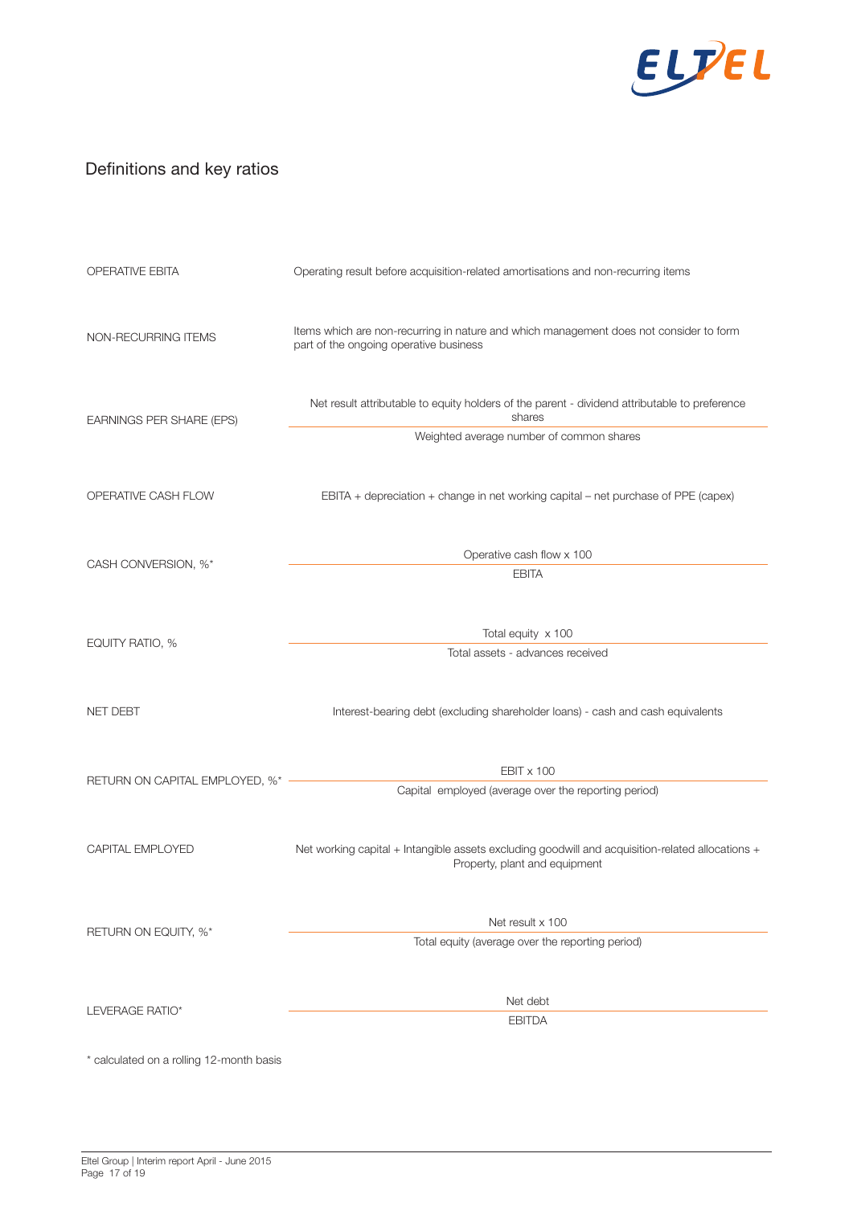# Definitions and key ratios

| | |
|---|---|
| OPERATIVE EBITA | Operating result before acquisition-related amortisations and non-recurring items |
| NON-RECURRING ITEMS | Items which are non-recurring in nature and which management does not consider to form part of the ongoing operative business |
| EARNINGS PER SHARE (EPS) | $\frac{\text{Net result attributable to equity holders of the parent - dividend attributable to preference shares}}{\text{Weighted average number of common shares}}$ |
| OPERATIVE CASH FLOW | EBITA + depreciation + change in net working capital – net purchase of PPE (capex) |
| CASH CONVERSION, %* | $\frac{\text{Operative cash flow x 100}}{\text{EBITA}}$ |
| EQUITY RATIO, % | $\frac{\text{Total equity x 100}}{\text{Total assets - advances received}}$ |
| NET DEBT | Interest-bearing debt (excluding shareholder loans) - cash and cash equivalents |
| RETURN ON CAPITAL EMPLOYED, %* | $\frac{\text{EBIT x 100}}{\text{Capital employed (average over the reporting period)}}$ |
| CAPITAL EMPLOYED | Net working capital + Intangible assets excluding goodwill and acquisition-related allocations + Property, plant and equipment |
| RETURN ON EQUITY, %* | $\frac{\text{Net result x 100}}{\text{Total equity (average over the reporting period)}}$ |
| LEVERAGE RATIO* | $\frac{\text{Net debt}}{\text{EBITDA}}$ |

* calculated on a rolling 12-month basis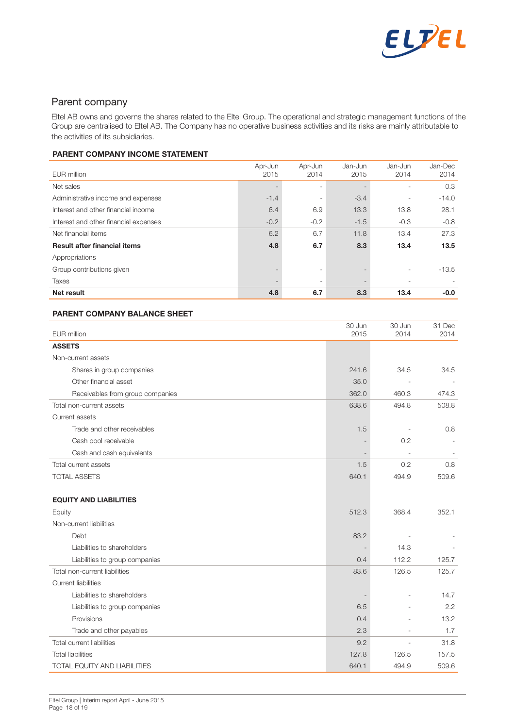## Parent company

Eltel AB owns and governs the shares related to the Eltel Group. The operational and strategic management functions of the Group are centralised to Eltel AB. The Company has no operative business activities and its risks are mainly attributable to the activities of its subsidiaries.

### PARENT COMPANY INCOME STATEMENT

| EUR million | Apr-Jun 2015 | Apr-Jun 2014 | Jan-Jun 2015 | Jan-Jun 2014 | Jan-Dec 2014 |
|---|---|---|---|---|---|
| Net sales | - | - | - | - | 0.3 |
| Administrative income and expenses | -1.4 | - | -3.4 | - | -14.0 |
| Interest and other financial income | 6.4 | 6.9 | 13.3 | 13.8 | 28.1 |
| Interest and other financial expenses | -0.2 | -0.2 | -1.5 | -0.3 | -0.8 |
| Net financial items | 6.2 | 6.7 | 11.8 | 13.4 | 27.3 |
| **Result after financial items** | **4.8** | **6.7** | **8.3** | **13.4** | **13.5** |
| Appropriations | | | | | |
| Group contributions given | - | - | - | - | -13.5 |
| Taxes | - | - | - | - | - |
| **Net result** | **4.8** | **6.7** | **8.3** | **13.4** | **-0.0** |

### PARENT COMPANY BALANCE SHEET

| EUR million | 30 Jun 2015 | 30 Jun 2014 | 31 Dec 2014 |
|---|---|---|---|
| **ASSETS** | | | |
| Non-current assets | | | |
| Shares in group companies | 241.6 | 34.5 | 34.5 |
| Other financial asset | 35.0 | - | - |
| Receivables from group companies | 362.0 | 460.3 | 474.3 |
| Total non-current assets | 638.6 | 494.8 | 508.8 |
| Current assets | | | |
| Trade and other receivables | 1.5 | - | 0.8 |
| Cash pool receivable | - | 0.2 | - |
| Cash and cash equivalents | - | - | - |
| Total current assets | 1.5 | 0.2 | 0.8 |
| TOTAL ASSETS | 640.1 | 494.9 | 509.6 |
| | | | |
| **EQUITY AND LIABILITIES** | | | |
| Equity | 512.3 | 368.4 | 352.1 |
| Non-current liabilities | | | |
| Debt | 83.2 | - | - |
| Liabilities to shareholders | - | 14.3 | - |
| Liabilities to group companies | 0.4 | 112.2 | 125.7 |
| Total non-current liabilities | 83.6 | 126.5 | 125.7 |
| Current liabilities | | | |
| Liabilities to shareholders | - | - | 14.7 |
| Liabilities to group companies | 6.5 | - | 2.2 |
| Provisions | 0.4 | - | 13.2 |
| Trade and other payables | 2.3 | - | 1.7 |
| Total current liabilities | 9.2 | - | 31.8 |
| Total liabilities | 127.8 | 126.5 | 157.5 |
| TOTAL EQUITY AND LIABILITIES | 640.1 | 494.9 | 509.6 |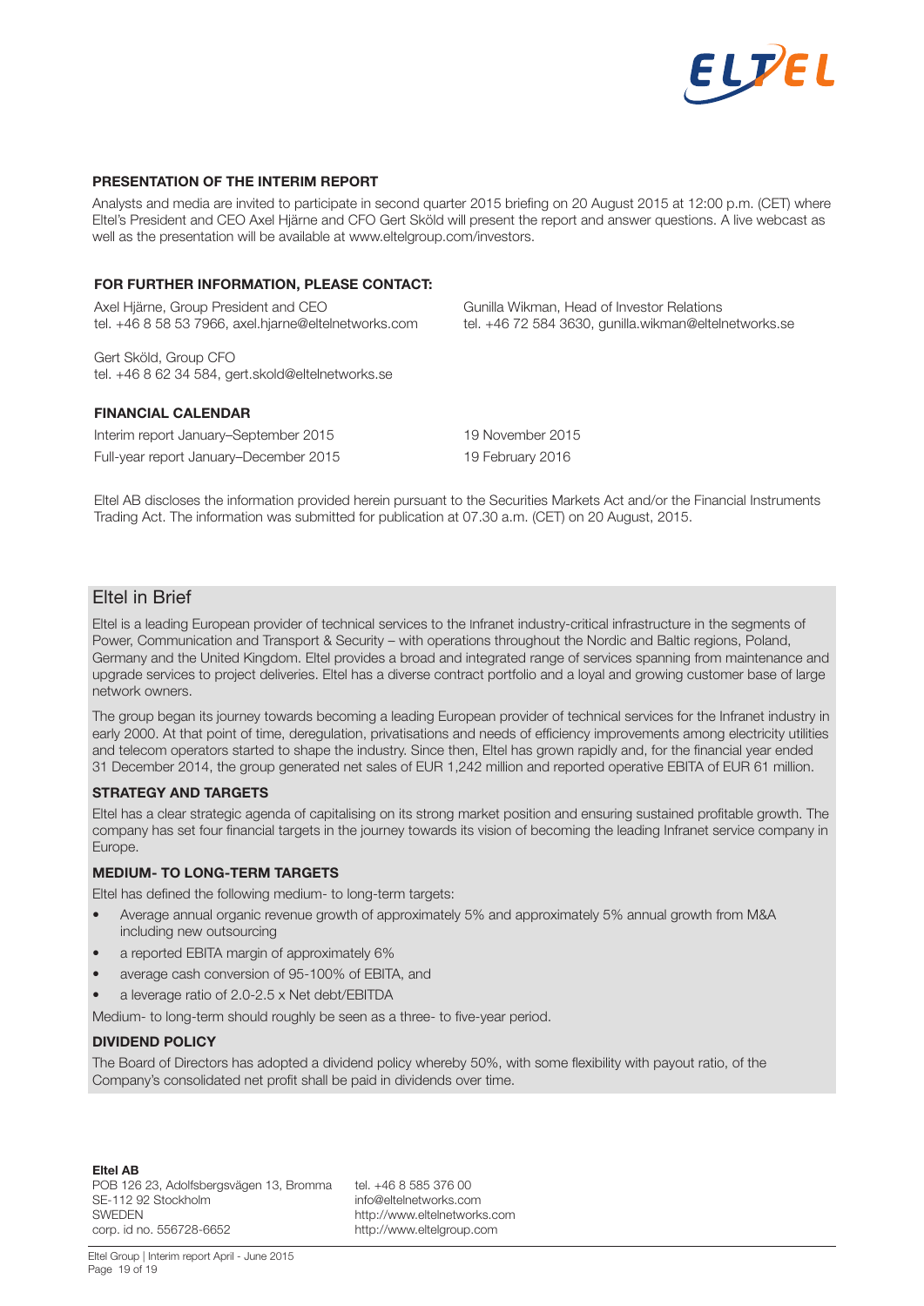#### PRESENTATION OF THE INTERIM REPORT

Analysts and media are invited to participate in second quarter 2015 briefing on 20 August 2015 at 12:00 p.m. (CET) where Eltel's President and CEO Axel Hjärne and CFO Gert Sköld will present the report and answer questions. A live webcast as well as the presentation will be available at www.eltelgroup.com/investors.

#### FOR FURTHER INFORMATION, PLEASE CONTACT:

Axel Hjärne, Group President and CEO
tel. +46 8 58 53 7966, axel.hjarne@eltelnetworks.com

Gert Sköld, Group CFO
tel. +46 8 62 34 584, gert.skold@eltelnetworks.se

Gunilla Wikman, Head of Investor Relations
tel. +46 72 584 3630, gunilla.wikman@eltelnetworks.se

#### FINANCIAL CALENDAR

| | |
|---|---|
| Interim report January–September 2015 | 19 November 2015 |
| Full-year report January–December 2015 | 19 February 2016 |

Eltel AB discloses the information provided herein pursuant to the Securities Markets Act and/or the Financial Instruments Trading Act. The information was submitted for publication at 07.30 a.m. (CET) on 20 August, 2015.

## Eltel in Brief

Eltel is a leading European provider of technical services to the Infranet industry-critical infrastructure in the segments of Power, Communication and Transport & Security – with operations throughout the Nordic and Baltic regions, Poland, Germany and the United Kingdom. Eltel provides a broad and integrated range of services spanning from maintenance and upgrade services to project deliveries. Eltel has a diverse contract portfolio and a loyal and growing customer base of large network owners.

The group began its journey towards becoming a leading European provider of technical services for the Infranet industry in early 2000. At that point of time, deregulation, privatisations and needs of efficiency improvements among electricity utilities and telecom operators started to shape the industry. Since then, Eltel has grown rapidly and, for the financial year ended 31 December 2014, the group generated net sales of EUR 1,242 million and reported operative EBITA of EUR 61 million.

#### STRATEGY AND TARGETS

Eltel has a clear strategic agenda of capitalising on its strong market position and ensuring sustained profitable growth. The company has set four financial targets in the journey towards its vision of becoming the leading Infranet service company in Europe.

#### MEDIUM- TO LONG-TERM TARGETS

Eltel has defined the following medium- to long-term targets:

- Average annual organic revenue growth of approximately 5% and approximately 5% annual growth from M&A including new outsourcing
- a reported EBITA margin of approximately 6%
- average cash conversion of 95-100% of EBITA, and
- a leverage ratio of 2.0-2.5 x Net debt/EBITDA

Medium- to long-term should roughly be seen as a three- to five-year period.

#### DIVIDEND POLICY

The Board of Directors has adopted a dividend policy whereby 50%, with some flexibility with payout ratio, of the Company's consolidated net profit shall be paid in dividends over time.

**Eltel AB**
POB 126 23, Adolfsbergsvägen 13, Bromma
SE-112 92 Stockholm
SWEDEN
corp. id no. 556728-6652

tel. +46 8 585 376 00
info@eltelnetworks.com
http://www.eltelnetworks.com
http://www.eltelgroup.com